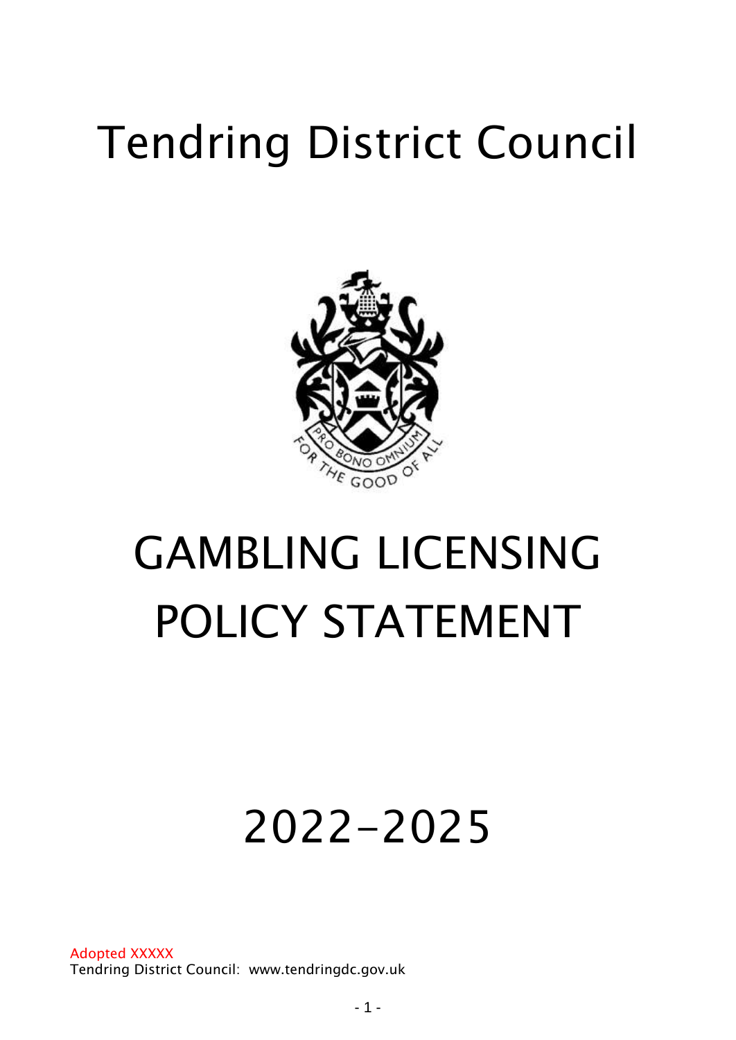# Tendring District Council

# GAMBLING LICENSING POLICY STATEMENT

# 2022-2025

Adopted XXXXX

Tendring District Council: www.tendringdc.gov.uk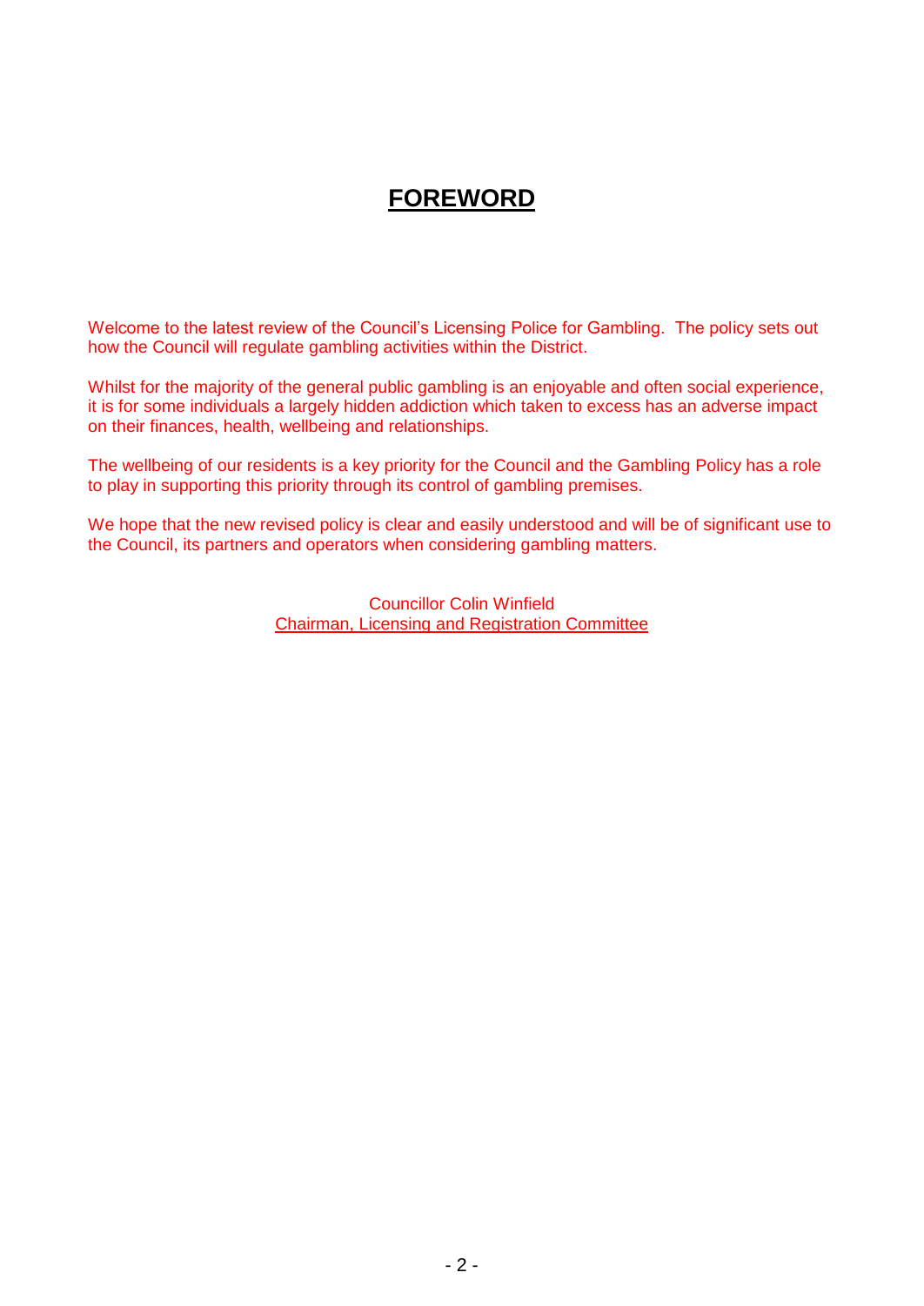# FOREWORD

Welcome to the latest review of the Council's Licensing Police for Gambling. The policy sets out how the Council will regulate gambling activities within the District.

Whilst for the majority of the general public gambling is an enjoyable and often social experience, it is for some individuals a largely hidden addiction which taken to excess has an adverse impact on their finances, health, wellbeing and relationships.

The wellbeing of our residents is a key priority for the Council and the Gambling Policy has a role to play in supporting this priority through its control of gambling premises.

We hope that the new revised policy is clear and easily understood and will be of significant use to the Council, its partners and operators when considering gambling matters.

Councillor Colin Winfield
Chairman, Licensing and Registration Committee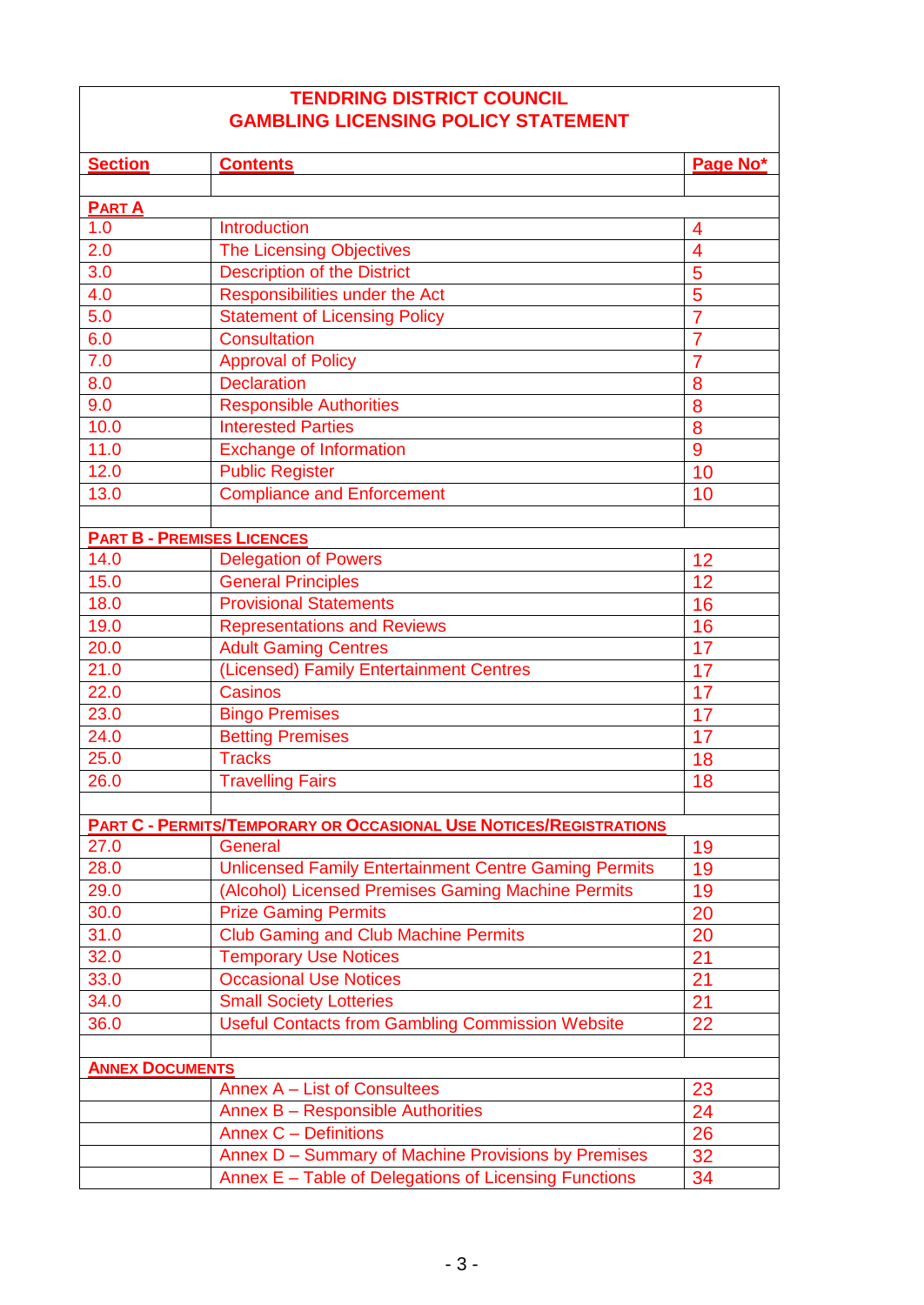# TENDRING DISTRICT COUNCIL
# GAMBLING LICENSING POLICY STATEMENT

| Section | Contents | Page No* |
|---|---|---|
| | | |
| **PART A** | | |
| 1.0 | Introduction | 4 |
| 2.0 | The Licensing Objectives | 4 |
| 3.0 | Description of the District | 5 |
| 4.0 | Responsibilities under the Act | 5 |
| 5.0 | Statement of Licensing Policy | 7 |
| 6.0 | Consultation | 7 |
| 7.0 | Approval of Policy | 7 |
| 8.0 | Declaration | 8 |
| 9.0 | Responsible Authorities | 8 |
| 10.0 | Interested Parties | 8 |
| 11.0 | Exchange of Information | 9 |
| 12.0 | Public Register | 10 |
| 13.0 | Compliance and Enforcement | 10 |
| | | |
| **PART B - PREMISES LICENCES** | | |
| 14.0 | Delegation of Powers | 12 |
| 15.0 | General Principles | 12 |
| 18.0 | Provisional Statements | 16 |
| 19.0 | Representations and Reviews | 16 |
| 20.0 | Adult Gaming Centres | 17 |
| 21.0 | (Licensed) Family Entertainment Centres | 17 |
| 22.0 | Casinos | 17 |
| 23.0 | Bingo Premises | 17 |
| 24.0 | Betting Premises | 17 |
| 25.0 | Tracks | 18 |
| 26.0 | Travelling Fairs | 18 |
| | | |
| **PART C - PERMITS/TEMPORARY OR OCCASIONAL USE NOTICES/REGISTRATIONS** | | |
| 27.0 | General | 19 |
| 28.0 | Unlicensed Family Entertainment Centre Gaming Permits | 19 |
| 29.0 | (Alcohol) Licensed Premises Gaming Machine Permits | 19 |
| 30.0 | Prize Gaming Permits | 20 |
| 31.0 | Club Gaming and Club Machine Permits | 20 |
| 32.0 | Temporary Use Notices | 21 |
| 33.0 | Occasional Use Notices | 21 |
| 34.0 | Small Society Lotteries | 21 |
| 36.0 | Useful Contacts from Gambling Commission Website | 22 |
| | | |
| **ANNEX DOCUMENTS** | | |
| | Annex A – List of Consultees | 23 |
| | Annex B – Responsible Authorities | 24 |
| | Annex C – Definitions | 26 |
| | Annex D – Summary of Machine Provisions by Premises | 32 |
| | Annex E – Table of Delegations of Licensing Functions | 34 |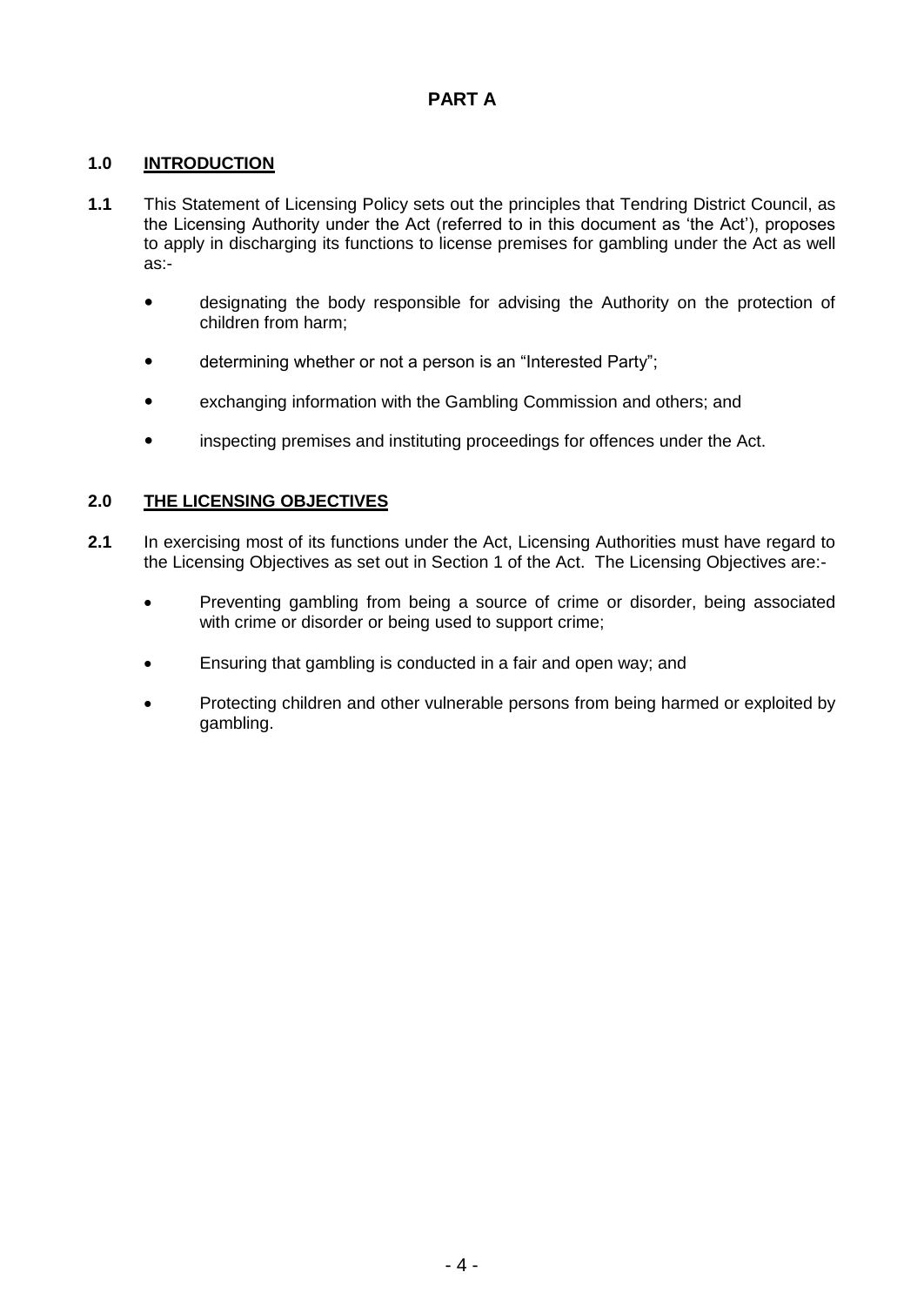# PART A

## 1.0 INTRODUCTION

**1.1** This Statement of Licensing Policy sets out the principles that Tendring District Council, as the Licensing Authority under the Act (referred to in this document as 'the Act'), proposes to apply in discharging its functions to license premises for gambling under the Act as well as:-

- designating the body responsible for advising the Authority on the protection of children from harm;
- determining whether or not a person is an "Interested Party";
- exchanging information with the Gambling Commission and others; and
- inspecting premises and instituting proceedings for offences under the Act.

## 2.0 THE LICENSING OBJECTIVES

**2.1** In exercising most of its functions under the Act, Licensing Authorities must have regard to the Licensing Objectives as set out in Section 1 of the Act. The Licensing Objectives are:-

- Preventing gambling from being a source of crime or disorder, being associated with crime or disorder or being used to support crime;
- Ensuring that gambling is conducted in a fair and open way; and
- Protecting children and other vulnerable persons from being harmed or exploited by gambling.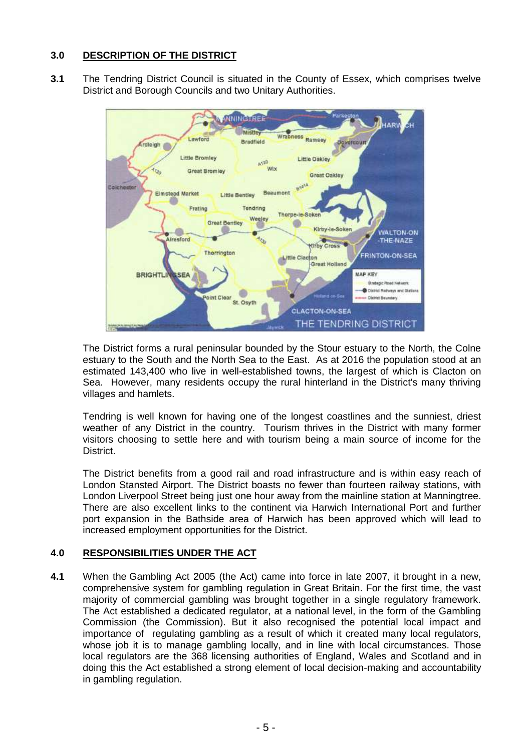## 3.0 DESCRIPTION OF THE DISTRICT

**3.1** The Tendring District Council is situated in the County of Essex, which comprises twelve District and Borough Councils and two Unitary Authorities.

The District forms a rural peninsular bounded by the Stour estuary to the North, the Colne estuary to the South and the North Sea to the East. As at 2016 the population stood at an estimated 143,400 who live in well-established towns, the largest of which is Clacton on Sea. However, many residents occupy the rural hinterland in the District's many thriving villages and hamlets.

Tendring is well known for having one of the longest coastlines and the sunniest, driest weather of any District in the country. Tourism thrives in the District with many former visitors choosing to settle here and with tourism being a main source of income for the District.

The District benefits from a good rail and road infrastructure and is within easy reach of London Stansted Airport. The District boasts no fewer than fourteen railway stations, with London Liverpool Street being just one hour away from the mainline station at Manningtree. There are also excellent links to the continent via Harwich International Port and further port expansion in the Bathside area of Harwich has been approved which will lead to increased employment opportunities for the District.

## 4.0 RESPONSIBILITIES UNDER THE ACT

**4.1** When the Gambling Act 2005 (the Act) came into force in late 2007, it brought in a new, comprehensive system for gambling regulation in Great Britain. For the first time, the vast majority of commercial gambling was brought together in a single regulatory framework. The Act established a dedicated regulator, at a national level, in the form of the Gambling Commission (the Commission). But it also recognised the potential local impact and importance of regulating gambling as a result of which it created many local regulators, whose job it is to manage gambling locally, and in line with local circumstances. Those local regulators are the 368 licensing authorities of England, Wales and Scotland and in doing this the Act established a strong element of local decision-making and accountability in gambling regulation.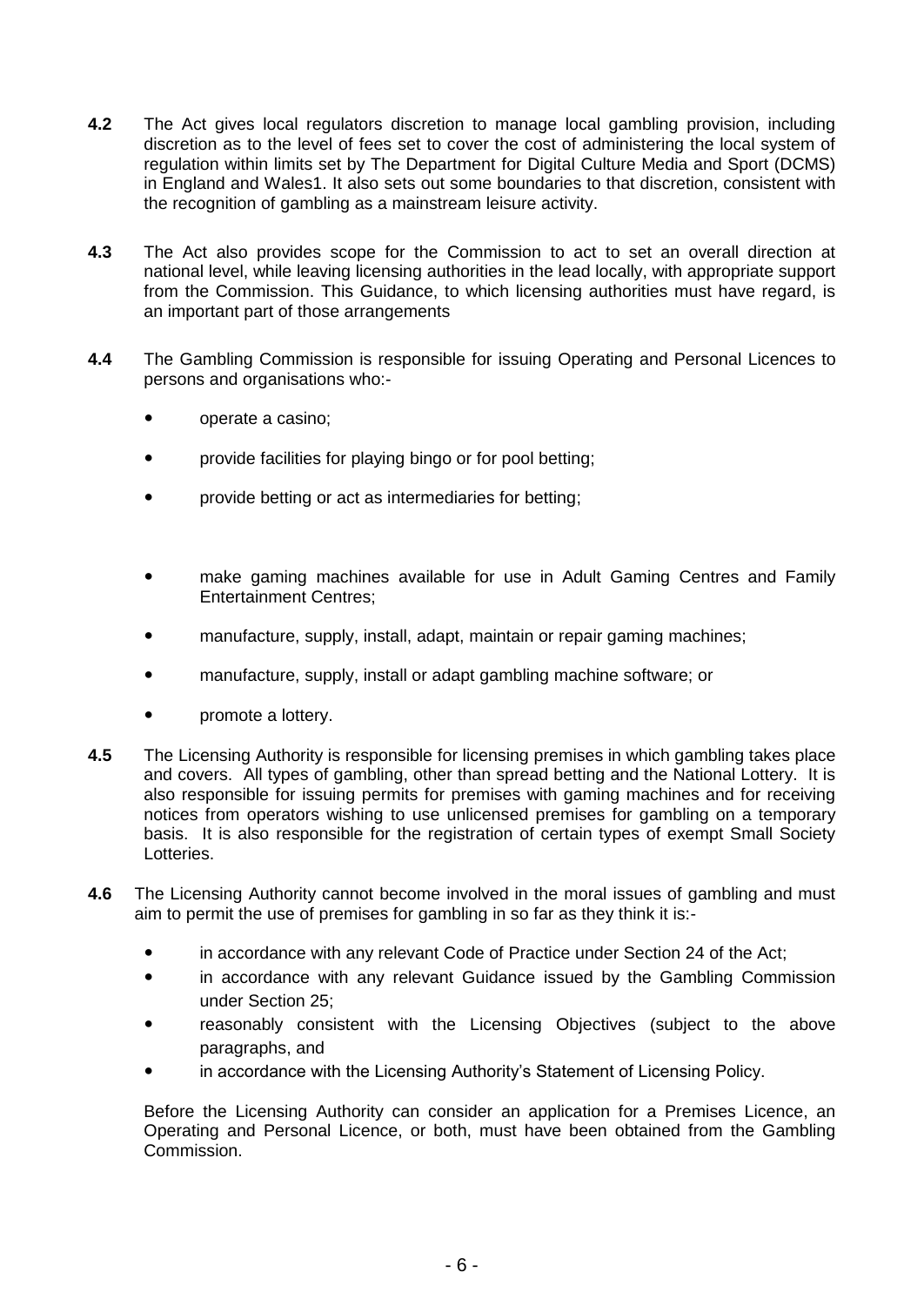**4.2** The Act gives local regulators discretion to manage local gambling provision, including discretion as to the level of fees set to cover the cost of administering the local system of regulation within limits set by The Department for Digital Culture Media and Sport (DCMS) in England and Wales1. It also sets out some boundaries to that discretion, consistent with the recognition of gambling as a mainstream leisure activity.

**4.3** The Act also provides scope for the Commission to act to set an overall direction at national level, while leaving licensing authorities in the lead locally, with appropriate support from the Commission. This Guidance, to which licensing authorities must have regard, is an important part of those arrangements

**4.4** The Gambling Commission is responsible for issuing Operating and Personal Licences to persons and organisations who:-

- operate a casino;
- provide facilities for playing bingo or for pool betting;
- provide betting or act as intermediaries for betting;
- make gaming machines available for use in Adult Gaming Centres and Family Entertainment Centres;
- manufacture, supply, install, adapt, maintain or repair gaming machines;
- manufacture, supply, install or adapt gambling machine software; or
- promote a lottery.

**4.5** The Licensing Authority is responsible for licensing premises in which gambling takes place and covers. All types of gambling, other than spread betting and the National Lottery. It is also responsible for issuing permits for premises with gaming machines and for receiving notices from operators wishing to use unlicensed premises for gambling on a temporary basis. It is also responsible for the registration of certain types of exempt Small Society Lotteries.

**4.6** The Licensing Authority cannot become involved in the moral issues of gambling and must aim to permit the use of premises for gambling in so far as they think it is:-

- in accordance with any relevant Code of Practice under Section 24 of the Act;
- in accordance with any relevant Guidance issued by the Gambling Commission under Section 25;
- reasonably consistent with the Licensing Objectives (subject to the above paragraphs, and
- in accordance with the Licensing Authority's Statement of Licensing Policy.

Before the Licensing Authority can consider an application for a Premises Licence, an Operating and Personal Licence, or both, must have been obtained from the Gambling Commission.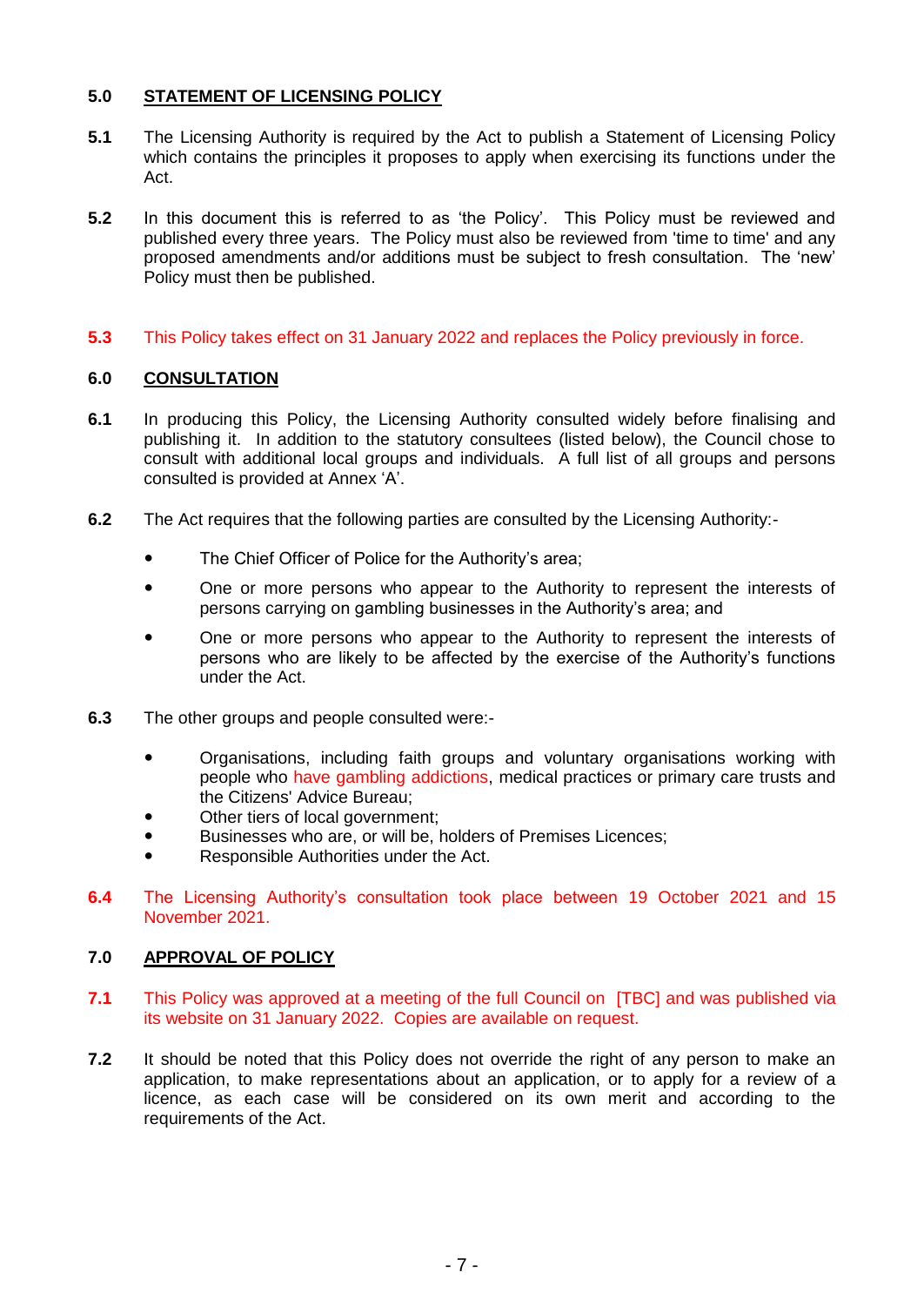## 5.0 STATEMENT OF LICENSING POLICY

**5.1** The Licensing Authority is required by the Act to publish a Statement of Licensing Policy which contains the principles it proposes to apply when exercising its functions under the Act.

**5.2** In this document this is referred to as 'the Policy'. This Policy must be reviewed and published every three years. The Policy must also be reviewed from 'time to time' and any proposed amendments and/or additions must be subject to fresh consultation. The 'new' Policy must then be published.

**5.3** This Policy takes effect on 31 January 2022 and replaces the Policy previously in force.

## 6.0 CONSULTATION

**6.1** In producing this Policy, the Licensing Authority consulted widely before finalising and publishing it. In addition to the statutory consultees (listed below), the Council chose to consult with additional local groups and individuals. A full list of all groups and persons consulted is provided at Annex 'A'.

**6.2** The Act requires that the following parties are consulted by the Licensing Authority:-

- The Chief Officer of Police for the Authority's area;
- One or more persons who appear to the Authority to represent the interests of persons carrying on gambling businesses in the Authority's area; and
- One or more persons who appear to the Authority to represent the interests of persons who are likely to be affected by the exercise of the Authority's functions under the Act.

**6.3** The other groups and people consulted were:-

- Organisations, including faith groups and voluntary organisations working with people who have gambling addictions, medical practices or primary care trusts and the Citizens' Advice Bureau;
- Other tiers of local government;
- Businesses who are, or will be, holders of Premises Licences;
- Responsible Authorities under the Act.

**6.4** The Licensing Authority's consultation took place between 19 October 2021 and 15 November 2021.

## 7.0 APPROVAL OF POLICY

**7.1** This Policy was approved at a meeting of the full Council on [TBC] and was published via its website on 31 January 2022. Copies are available on request.

**7.2** It should be noted that this Policy does not override the right of any person to make an application, to make representations about an application, or to apply for a review of a licence, as each case will be considered on its own merit and according to the requirements of the Act.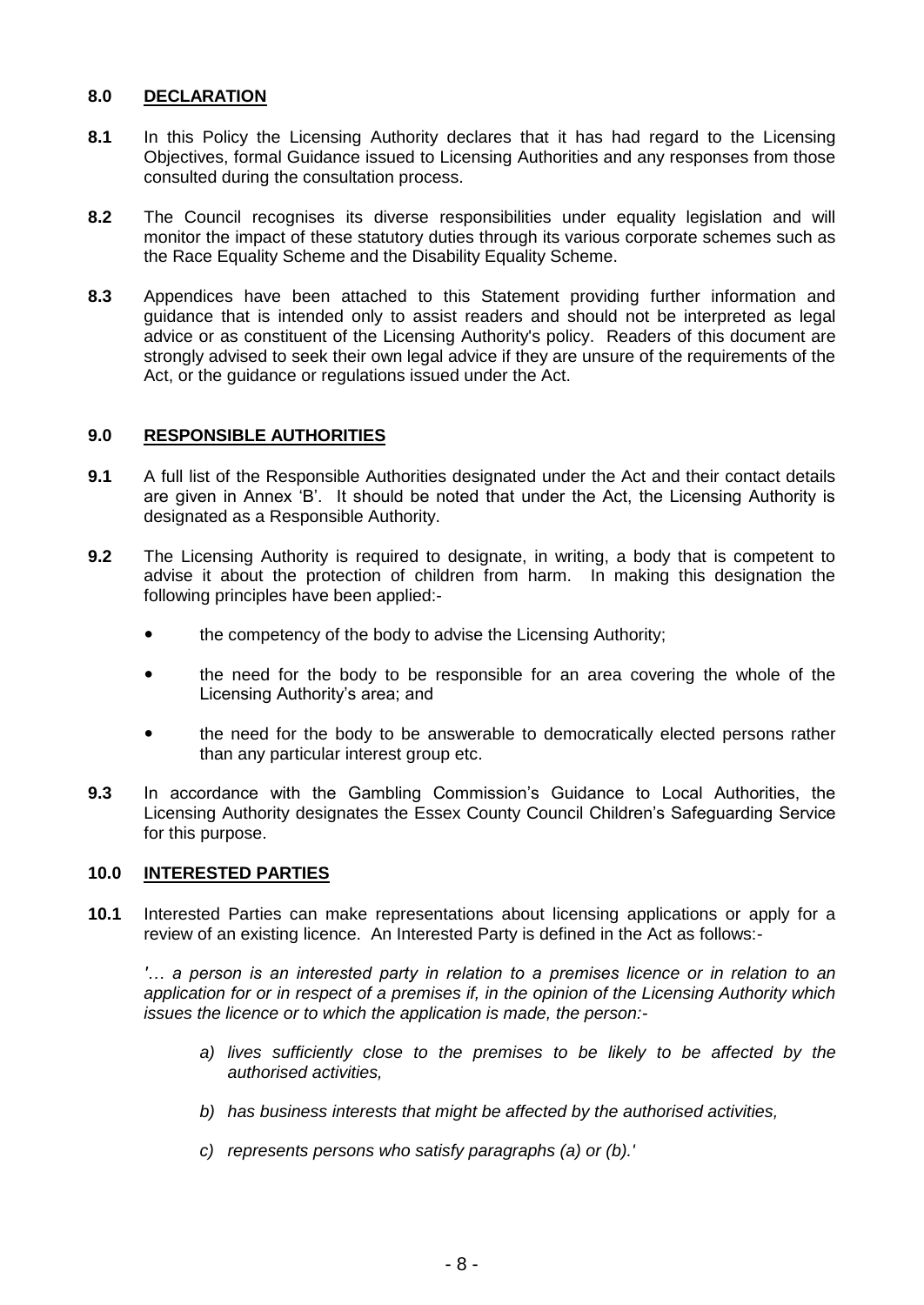## 8.0 DECLARATION

**8.1** In this Policy the Licensing Authority declares that it has had regard to the Licensing Objectives, formal Guidance issued to Licensing Authorities and any responses from those consulted during the consultation process.

**8.2** The Council recognises its diverse responsibilities under equality legislation and will monitor the impact of these statutory duties through its various corporate schemes such as the Race Equality Scheme and the Disability Equality Scheme.

**8.3** Appendices have been attached to this Statement providing further information and guidance that is intended only to assist readers and should not be interpreted as legal advice or as constituent of the Licensing Authority's policy. Readers of this document are strongly advised to seek their own legal advice if they are unsure of the requirements of the Act, or the guidance or regulations issued under the Act.

## 9.0 RESPONSIBLE AUTHORITIES

**9.1** A full list of the Responsible Authorities designated under the Act and their contact details are given in Annex 'B'. It should be noted that under the Act, the Licensing Authority is designated as a Responsible Authority.

**9.2** The Licensing Authority is required to designate, in writing, a body that is competent to advise it about the protection of children from harm. In making this designation the following principles have been applied:-

- the competency of the body to advise the Licensing Authority;
- the need for the body to be responsible for an area covering the whole of the Licensing Authority's area; and
- the need for the body to be answerable to democratically elected persons rather than any particular interest group etc.

**9.3** In accordance with the Gambling Commission's Guidance to Local Authorities, the Licensing Authority designates the Essex County Council Children's Safeguarding Service for this purpose.

## 10.0 INTERESTED PARTIES

**10.1** Interested Parties can make representations about licensing applications or apply for a review of an existing licence. An Interested Party is defined in the Act as follows:-

*'… a person is an interested party in relation to a premises licence or in relation to an application for or in respect of a premises if, in the opinion of the Licensing Authority which issues the licence or to which the application is made, the person:-*

*a) lives sufficiently close to the premises to be likely to be affected by the authorised activities,*

*b) has business interests that might be affected by the authorised activities,*

*c) represents persons who satisfy paragraphs (a) or (b).'*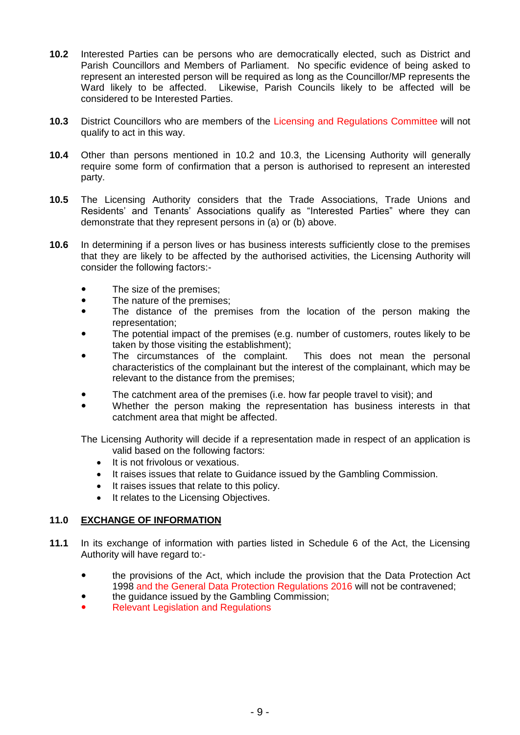**10.2** Interested Parties can be persons who are democratically elected, such as District and Parish Councillors and Members of Parliament. No specific evidence of being asked to represent an interested person will be required as long as the Councillor/MP represents the Ward likely to be affected. Likewise, Parish Councils likely to be affected will be considered to be Interested Parties.

**10.3** District Councillors who are members of the Licensing and Regulations Committee will not qualify to act in this way.

**10.4** Other than persons mentioned in 10.2 and 10.3, the Licensing Authority will generally require some form of confirmation that a person is authorised to represent an interested party.

**10.5** The Licensing Authority considers that the Trade Associations, Trade Unions and Residents' and Tenants' Associations qualify as "Interested Parties" where they can demonstrate that they represent persons in (a) or (b) above.

**10.6** In determining if a person lives or has business interests sufficiently close to the premises that they are likely to be affected by the authorised activities, the Licensing Authority will consider the following factors:-

- The size of the premises;
- The nature of the premises;
- The distance of the premises from the location of the person making the representation;
- The potential impact of the premises (e.g. number of customers, routes likely to be taken by those visiting the establishment);
- The circumstances of the complaint. This does not mean the personal characteristics of the complainant but the interest of the complainant, which may be relevant to the distance from the premises;
- The catchment area of the premises (i.e. how far people travel to visit); and
- Whether the person making the representation has business interests in that catchment area that might be affected.

The Licensing Authority will decide if a representation made in respect of an application is valid based on the following factors:

- It is not frivolous or vexatious.
- It raises issues that relate to Guidance issued by the Gambling Commission.
- It raises issues that relate to this policy.
- It relates to the Licensing Objectives.

## 11.0 EXCHANGE OF INFORMATION

**11.1** In its exchange of information with parties listed in Schedule 6 of the Act, the Licensing Authority will have regard to:-

- the provisions of the Act, which include the provision that the Data Protection Act 1998 and the General Data Protection Regulations 2016 will not be contravened;
- the guidance issued by the Gambling Commission;
- Relevant Legislation and Regulations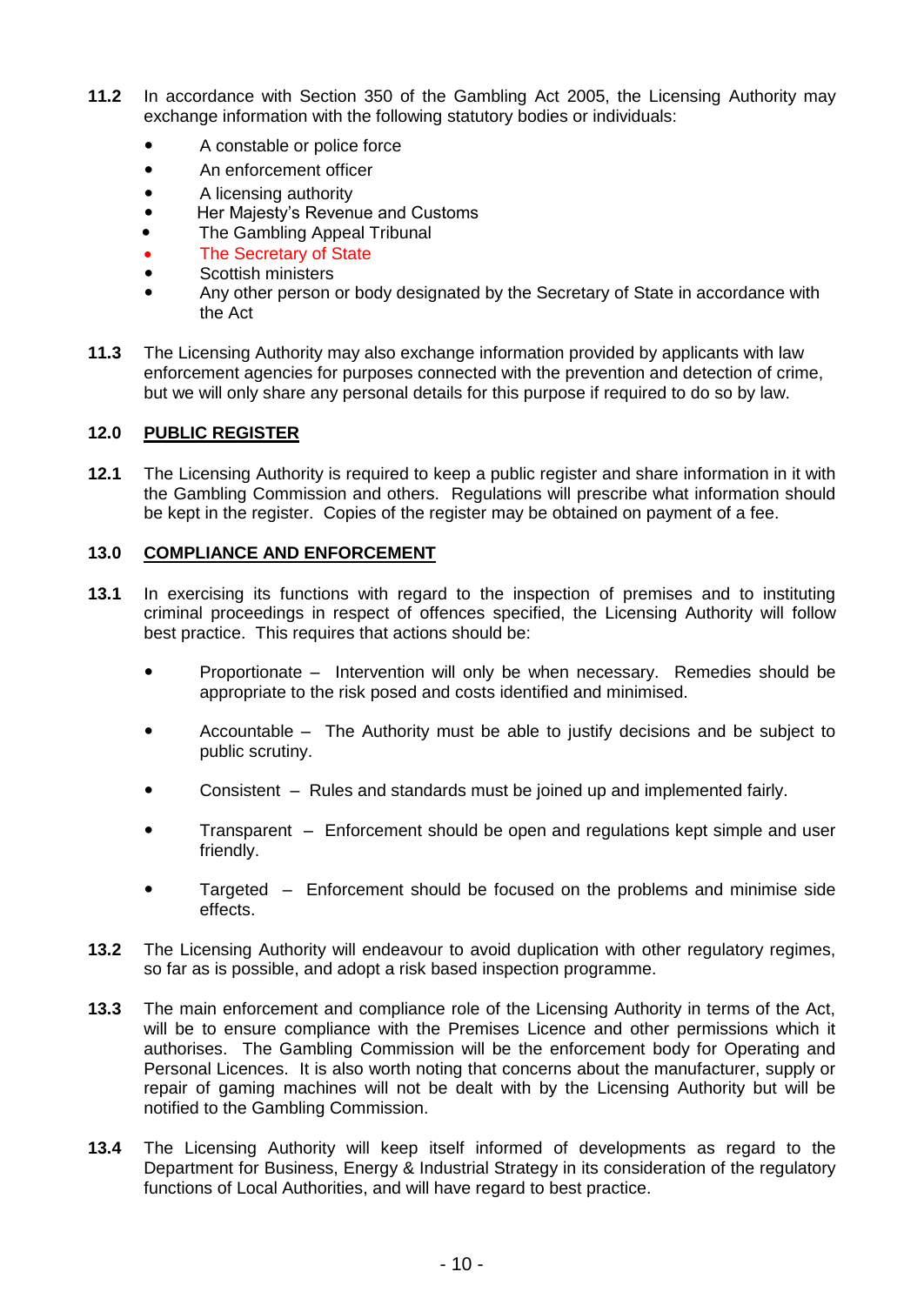**11.2** In accordance with Section 350 of the Gambling Act 2005, the Licensing Authority may exchange information with the following statutory bodies or individuals:

- A constable or police force
- An enforcement officer
- A licensing authority
- Her Majesty's Revenue and Customs
- The Gambling Appeal Tribunal
- The Secretary of State
- Scottish ministers
- Any other person or body designated by the Secretary of State in accordance with the Act

**11.3** The Licensing Authority may also exchange information provided by applicants with law enforcement agencies for purposes connected with the prevention and detection of crime, but we will only share any personal details for this purpose if required to do so by law.

## 12.0 PUBLIC REGISTER

**12.1** The Licensing Authority is required to keep a public register and share information in it with the Gambling Commission and others. Regulations will prescribe what information should be kept in the register. Copies of the register may be obtained on payment of a fee.

## 13.0 COMPLIANCE AND ENFORCEMENT

**13.1** In exercising its functions with regard to the inspection of premises and to instituting criminal proceedings in respect of offences specified, the Licensing Authority will follow best practice. This requires that actions should be:

- Proportionate – Intervention will only be when necessary. Remedies should be appropriate to the risk posed and costs identified and minimised.
- Accountable – The Authority must be able to justify decisions and be subject to public scrutiny.
- Consistent – Rules and standards must be joined up and implemented fairly.
- Transparent – Enforcement should be open and regulations kept simple and user friendly.
- Targeted – Enforcement should be focused on the problems and minimise side effects.

**13.2** The Licensing Authority will endeavour to avoid duplication with other regulatory regimes, so far as is possible, and adopt a risk based inspection programme.

**13.3** The main enforcement and compliance role of the Licensing Authority in terms of the Act, will be to ensure compliance with the Premises Licence and other permissions which it authorises. The Gambling Commission will be the enforcement body for Operating and Personal Licences. It is also worth noting that concerns about the manufacturer, supply or repair of gaming machines will not be dealt with by the Licensing Authority but will be notified to the Gambling Commission.

**13.4** The Licensing Authority will keep itself informed of developments as regard to the Department for Business, Energy & Industrial Strategy in its consideration of the regulatory functions of Local Authorities, and will have regard to best practice.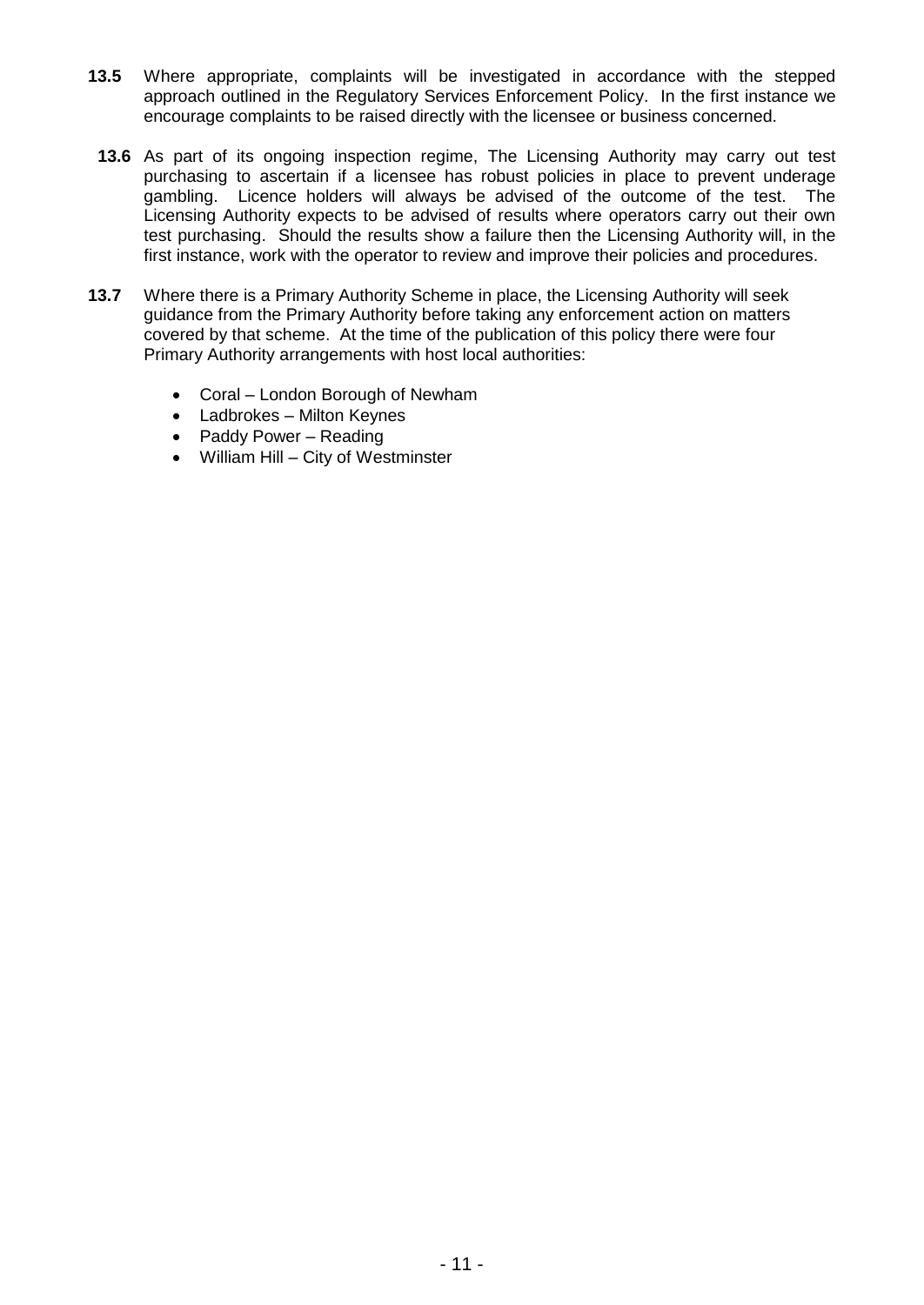**13.5** Where appropriate, complaints will be investigated in accordance with the stepped approach outlined in the Regulatory Services Enforcement Policy. In the first instance we encourage complaints to be raised directly with the licensee or business concerned.

**13.6** As part of its ongoing inspection regime, The Licensing Authority may carry out test purchasing to ascertain if a licensee has robust policies in place to prevent underage gambling. Licence holders will always be advised of the outcome of the test. The Licensing Authority expects to be advised of results where operators carry out their own test purchasing. Should the results show a failure then the Licensing Authority will, in the first instance, work with the operator to review and improve their policies and procedures.

**13.7** Where there is a Primary Authority Scheme in place, the Licensing Authority will seek guidance from the Primary Authority before taking any enforcement action on matters covered by that scheme. At the time of the publication of this policy there were four Primary Authority arrangements with host local authorities:

- Coral – London Borough of Newham
- Ladbrokes – Milton Keynes
- Paddy Power – Reading
- William Hill – City of Westminster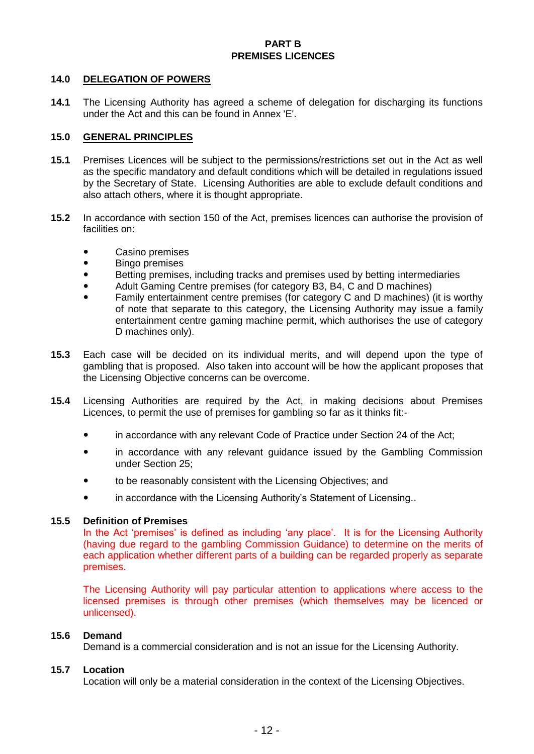# PART B
# PREMISES LICENCES

## 14.0 DELEGATION OF POWERS

**14.1** The Licensing Authority has agreed a scheme of delegation for discharging its functions under the Act and this can be found in Annex 'E'.

## 15.0 GENERAL PRINCIPLES

**15.1** Premises Licences will be subject to the permissions/restrictions set out in the Act as well as the specific mandatory and default conditions which will be detailed in regulations issued by the Secretary of State. Licensing Authorities are able to exclude default conditions and also attach others, where it is thought appropriate.

**15.2** In accordance with section 150 of the Act, premises licences can authorise the provision of facilities on:

- Casino premises
- Bingo premises
- Betting premises, including tracks and premises used by betting intermediaries
- Adult Gaming Centre premises (for category B3, B4, C and D machines)
- Family entertainment centre premises (for category C and D machines) (it is worthy of note that separate to this category, the Licensing Authority may issue a family entertainment centre gaming machine permit, which authorises the use of category D machines only).

**15.3** Each case will be decided on its individual merits, and will depend upon the type of gambling that is proposed. Also taken into account will be how the applicant proposes that the Licensing Objective concerns can be overcome.

**15.4** Licensing Authorities are required by the Act, in making decisions about Premises Licences, to permit the use of premises for gambling so far as it thinks fit:-

- in accordance with any relevant Code of Practice under Section 24 of the Act;
- in accordance with any relevant guidance issued by the Gambling Commission under Section 25;
- to be reasonably consistent with the Licensing Objectives; and
- in accordance with the Licensing Authority's Statement of Licensing..

**15.5 Definition of Premises**

In the Act 'premises' is defined as including 'any place'. It is for the Licensing Authority (having due regard to the gambling Commission Guidance) to determine on the merits of each application whether different parts of a building can be regarded properly as separate premises.

The Licensing Authority will pay particular attention to applications where access to the licensed premises is through other premises (which themselves may be licenced or unlicensed).

**15.6 Demand**

Demand is a commercial consideration and is not an issue for the Licensing Authority.

**15.7 Location**

Location will only be a material consideration in the context of the Licensing Objectives.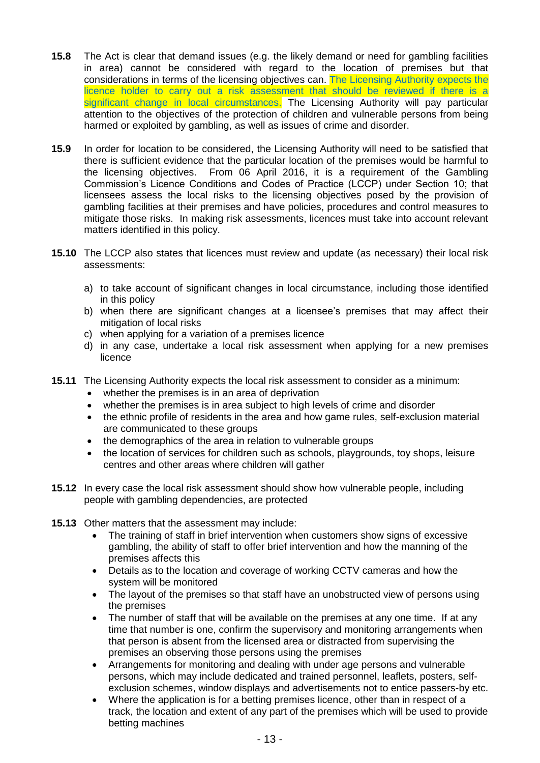**15.8** The Act is clear that demand issues (e.g. the likely demand or need for gambling facilities in area) cannot be considered with regard to the location of premises but that considerations in terms of the licensing objectives can. The Licensing Authority expects the licence holder to carry out a risk assessment that should be reviewed if there is a significant change in local circumstances. The Licensing Authority will pay particular attention to the objectives of the protection of children and vulnerable persons from being harmed or exploited by gambling, as well as issues of crime and disorder.

**15.9** In order for location to be considered, the Licensing Authority will need to be satisfied that there is sufficient evidence that the particular location of the premises would be harmful to the licensing objectives. From 06 April 2016, it is a requirement of the Gambling Commission's Licence Conditions and Codes of Practice (LCCP) under Section 10; that licensees assess the local risks to the licensing objectives posed by the provision of gambling facilities at their premises and have policies, procedures and control measures to mitigate those risks. In making risk assessments, licences must take into account relevant matters identified in this policy.

**15.10** The LCCP also states that licences must review and update (as necessary) their local risk assessments:

a) to take account of significant changes in local circumstance, including those identified in this policy
b) when there are significant changes at a licensee's premises that may affect their mitigation of local risks
c) when applying for a variation of a premises licence
d) in any case, undertake a local risk assessment when applying for a new premises licence

**15.11** The Licensing Authority expects the local risk assessment to consider as a minimum:

- whether the premises is in an area of deprivation
- whether the premises is in area subject to high levels of crime and disorder
- the ethnic profile of residents in the area and how game rules, self-exclusion material are communicated to these groups
- the demographics of the area in relation to vulnerable groups
- the location of services for children such as schools, playgrounds, toy shops, leisure centres and other areas where children will gather

**15.12** In every case the local risk assessment should show how vulnerable people, including people with gambling dependencies, are protected

**15.13** Other matters that the assessment may include:

- The training of staff in brief intervention when customers show signs of excessive gambling, the ability of staff to offer brief intervention and how the manning of the premises affects this
- Details as to the location and coverage of working CCTV cameras and how the system will be monitored
- The layout of the premises so that staff have an unobstructed view of persons using the premises
- The number of staff that will be available on the premises at any one time. If at any time that number is one, confirm the supervisory and monitoring arrangements when that person is absent from the licensed area or distracted from supervising the premises an observing those persons using the premises
- Arrangements for monitoring and dealing with under age persons and vulnerable persons, which may include dedicated and trained personnel, leaflets, posters, self-exclusion schemes, window displays and advertisements not to entice passers-by etc.
- Where the application is for a betting premises licence, other than in respect of a track, the location and extent of any part of the premises which will be used to provide betting machines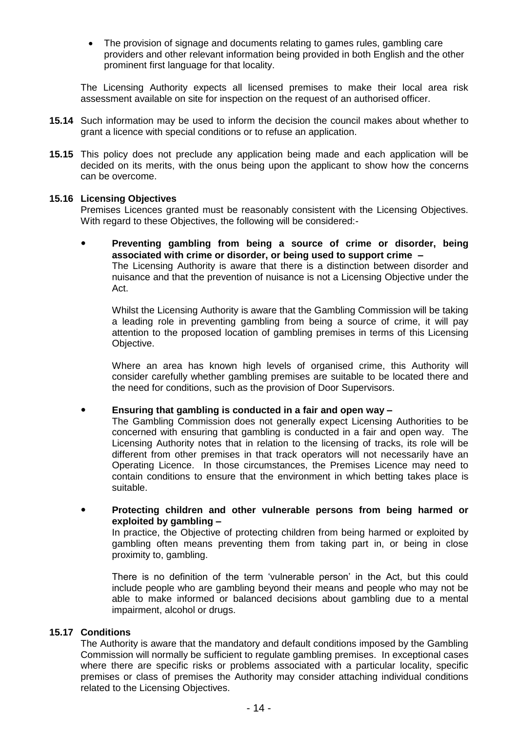- The provision of signage and documents relating to games rules, gambling care providers and other relevant information being provided in both English and the other prominent first language for that locality.

The Licensing Authority expects all licensed premises to make their local area risk assessment available on site for inspection on the request of an authorised officer.

**15.14** Such information may be used to inform the decision the council makes about whether to grant a licence with special conditions or to refuse an application.

**15.15** This policy does not preclude any application being made and each application will be decided on its merits, with the onus being upon the applicant to show how the concerns can be overcome.

**15.16 Licensing Objectives**

Premises Licences granted must be reasonably consistent with the Licensing Objectives. With regard to these Objectives, the following will be considered:-

- **Preventing gambling from being a source of crime or disorder, being associated with crime or disorder, or being used to support crime –**
  The Licensing Authority is aware that there is a distinction between disorder and nuisance and that the prevention of nuisance is not a Licensing Objective under the Act.

  Whilst the Licensing Authority is aware that the Gambling Commission will be taking a leading role in preventing gambling from being a source of crime, it will pay attention to the proposed location of gambling premises in terms of this Licensing Objective.

  Where an area has known high levels of organised crime, this Authority will consider carefully whether gambling premises are suitable to be located there and the need for conditions, such as the provision of Door Supervisors.

- **Ensuring that gambling is conducted in a fair and open way –**
  The Gambling Commission does not generally expect Licensing Authorities to be concerned with ensuring that gambling is conducted in a fair and open way. The Licensing Authority notes that in relation to the licensing of tracks, its role will be different from other premises in that track operators will not necessarily have an Operating Licence. In those circumstances, the Premises Licence may need to contain conditions to ensure that the environment in which betting takes place is suitable.

- **Protecting children and other vulnerable persons from being harmed or exploited by gambling –**
  In practice, the Objective of protecting children from being harmed or exploited by gambling often means preventing them from taking part in, or being in close proximity to, gambling.

  There is no definition of the term 'vulnerable person' in the Act, but this could include people who are gambling beyond their means and people who may not be able to make informed or balanced decisions about gambling due to a mental impairment, alcohol or drugs.

**15.17 Conditions**

The Authority is aware that the mandatory and default conditions imposed by the Gambling Commission will normally be sufficient to regulate gambling premises. In exceptional cases where there are specific risks or problems associated with a particular locality, specific premises or class of premises the Authority may consider attaching individual conditions related to the Licensing Objectives.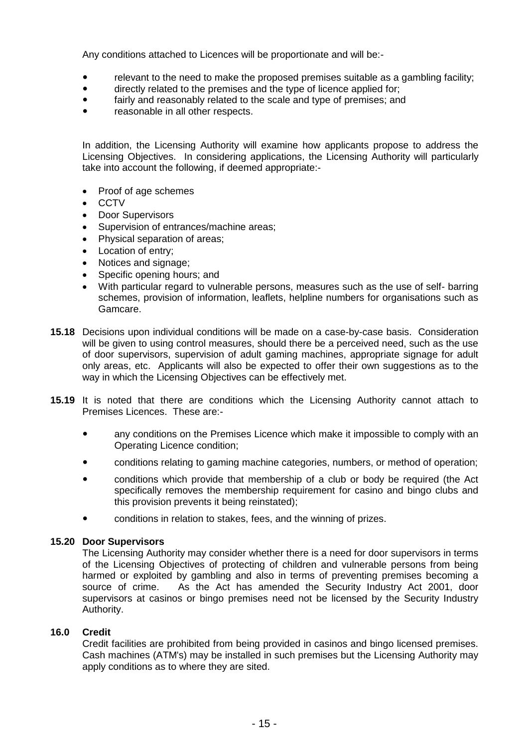Any conditions attached to Licences will be proportionate and will be:-

- relevant to the need to make the proposed premises suitable as a gambling facility;
- directly related to the premises and the type of licence applied for;
- fairly and reasonably related to the scale and type of premises; and
- reasonable in all other respects.

In addition, the Licensing Authority will examine how applicants propose to address the Licensing Objectives. In considering applications, the Licensing Authority will particularly take into account the following, if deemed appropriate:-

- Proof of age schemes
- CCTV
- Door Supervisors
- Supervision of entrances/machine areas;
- Physical separation of areas;
- Location of entry;
- Notices and signage;
- Specific opening hours; and
- With particular regard to vulnerable persons, measures such as the use of self- barring schemes, provision of information, leaflets, helpline numbers for organisations such as Gamcare.

**15.18** Decisions upon individual conditions will be made on a case-by-case basis. Consideration will be given to using control measures, should there be a perceived need, such as the use of door supervisors, supervision of adult gaming machines, appropriate signage for adult only areas, etc. Applicants will also be expected to offer their own suggestions as to the way in which the Licensing Objectives can be effectively met.

**15.19** It is noted that there are conditions which the Licensing Authority cannot attach to Premises Licences. These are:-

- any conditions on the Premises Licence which make it impossible to comply with an Operating Licence condition;
- conditions relating to gaming machine categories, numbers, or method of operation;
- conditions which provide that membership of a club or body be required (the Act specifically removes the membership requirement for casino and bingo clubs and this provision prevents it being reinstated);
- conditions in relation to stakes, fees, and the winning of prizes.

**15.20 Door Supervisors**

The Licensing Authority may consider whether there is a need for door supervisors in terms of the Licensing Objectives of protecting of children and vulnerable persons from being harmed or exploited by gambling and also in terms of preventing premises becoming a source of crime. As the Act has amended the Security Industry Act 2001, door supervisors at casinos or bingo premises need not be licensed by the Security Industry Authority.

## 16.0 Credit

Credit facilities are prohibited from being provided in casinos and bingo licensed premises. Cash machines (ATM's) may be installed in such premises but the Licensing Authority may apply conditions as to where they are sited.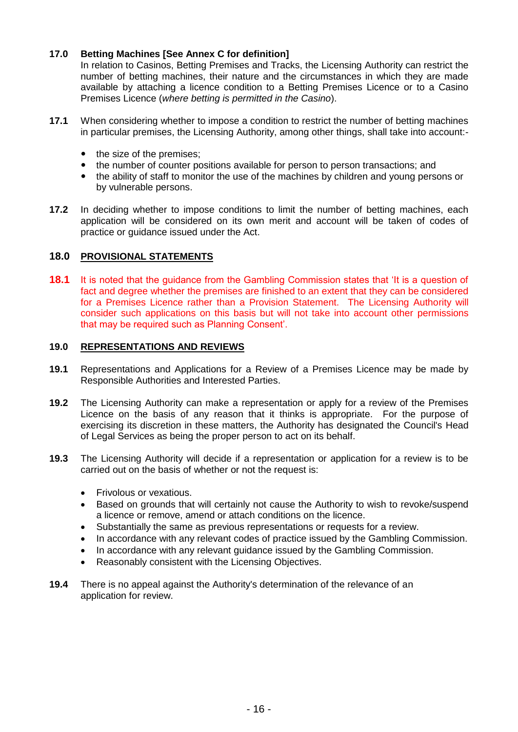## 17.0 Betting Machines [See Annex C for definition]

In relation to Casinos, Betting Premises and Tracks, the Licensing Authority can restrict the number of betting machines, their nature and the circumstances in which they are made available by attaching a licence condition to a Betting Premises Licence or to a Casino Premises Licence (*where betting is permitted in the Casino*).

**17.1** When considering whether to impose a condition to restrict the number of betting machines in particular premises, the Licensing Authority, among other things, shall take into account:-

- the size of the premises;
- the number of counter positions available for person to person transactions; and
- the ability of staff to monitor the use of the machines by children and young persons or by vulnerable persons.

**17.2** In deciding whether to impose conditions to limit the number of betting machines, each application will be considered on its own merit and account will be taken of codes of practice or guidance issued under the Act.

## 18.0 PROVISIONAL STATEMENTS

**18.1** It is noted that the guidance from the Gambling Commission states that 'It is a question of fact and degree whether the premises are finished to an extent that they can be considered for a Premises Licence rather than a Provision Statement. The Licensing Authority will consider such applications on this basis but will not take into account other permissions that may be required such as Planning Consent'.

## 19.0 REPRESENTATIONS AND REVIEWS

**19.1** Representations and Applications for a Review of a Premises Licence may be made by Responsible Authorities and Interested Parties.

**19.2** The Licensing Authority can make a representation or apply for a review of the Premises Licence on the basis of any reason that it thinks is appropriate. For the purpose of exercising its discretion in these matters, the Authority has designated the Council's Head of Legal Services as being the proper person to act on its behalf.

**19.3** The Licensing Authority will decide if a representation or application for a review is to be carried out on the basis of whether or not the request is:

- Frivolous or vexatious.
- Based on grounds that will certainly not cause the Authority to wish to revoke/suspend a licence or remove, amend or attach conditions on the licence.
- Substantially the same as previous representations or requests for a review.
- In accordance with any relevant codes of practice issued by the Gambling Commission.
- In accordance with any relevant guidance issued by the Gambling Commission.
- Reasonably consistent with the Licensing Objectives.

**19.4** There is no appeal against the Authority's determination of the relevance of an application for review.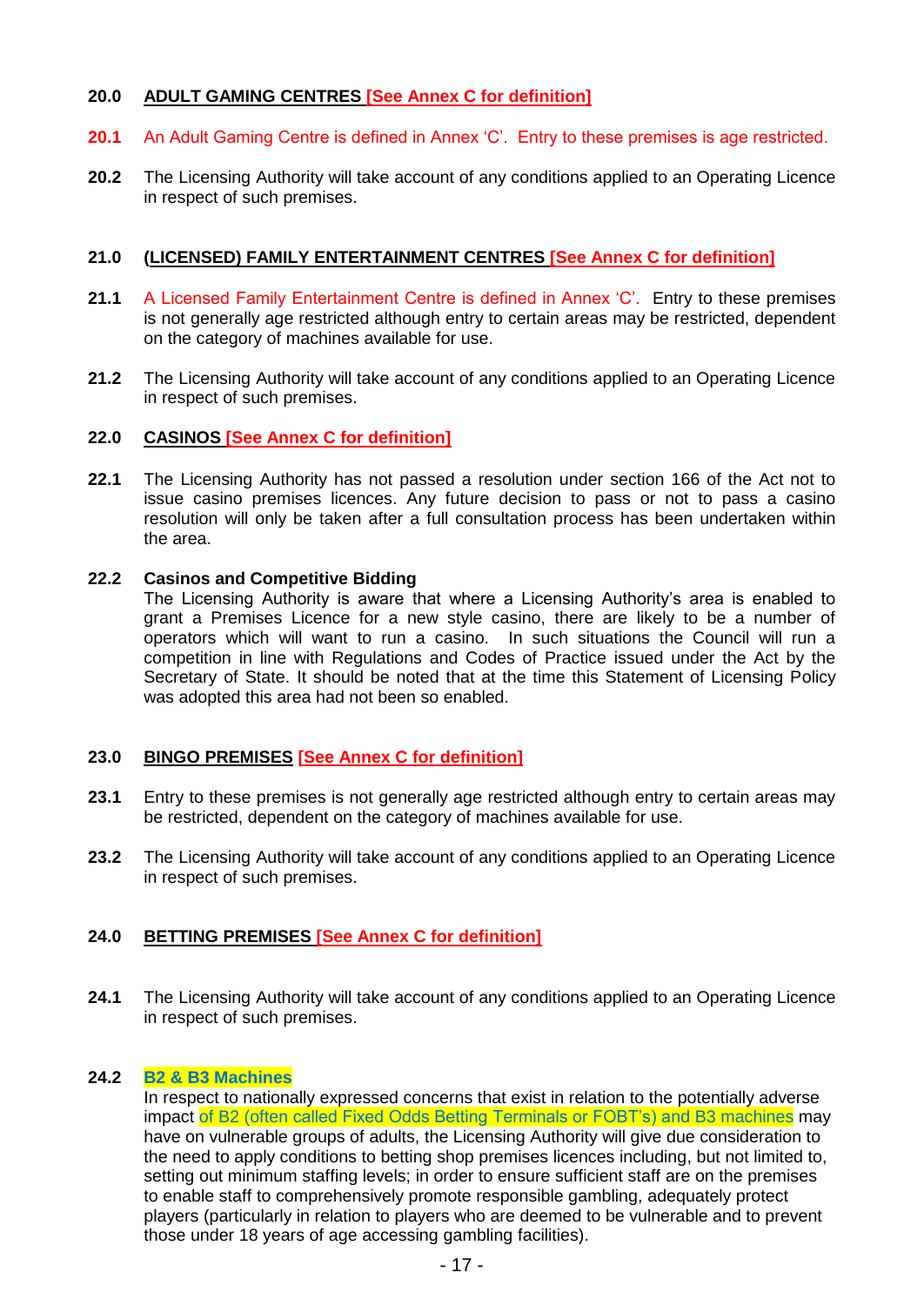## 20.0 ADULT GAMING CENTRES [See Annex C for definition]

**20.1** An Adult Gaming Centre is defined in Annex 'C'. Entry to these premises is age restricted.

**20.2** The Licensing Authority will take account of any conditions applied to an Operating Licence in respect of such premises.

## 21.0 (LICENSED) FAMILY ENTERTAINMENT CENTRES [See Annex C for definition]

**21.1** A Licensed Family Entertainment Centre is defined in Annex 'C'. Entry to these premises is not generally age restricted although entry to certain areas may be restricted, dependent on the category of machines available for use.

**21.2** The Licensing Authority will take account of any conditions applied to an Operating Licence in respect of such premises.

## 22.0 CASINOS [See Annex C for definition]

**22.1** The Licensing Authority has not passed a resolution under section 166 of the Act not to issue casino premises licences. Any future decision to pass or not to pass a casino resolution will only be taken after a full consultation process has been undertaken within the area.

**22.2** **Casinos and Competitive Bidding**
The Licensing Authority is aware that where a Licensing Authority's area is enabled to grant a Premises Licence for a new style casino, there are likely to be a number of operators which will want to run a casino. In such situations the Council will run a competition in line with Regulations and Codes of Practice issued under the Act by the Secretary of State. It should be noted that at the time this Statement of Licensing Policy was adopted this area had not been so enabled.

## 23.0 BINGO PREMISES [See Annex C for definition]

**23.1** Entry to these premises is not generally age restricted although entry to certain areas may be restricted, dependent on the category of machines available for use.

**23.2** The Licensing Authority will take account of any conditions applied to an Operating Licence in respect of such premises.

## 24.0 BETTING PREMISES [See Annex C for definition]

**24.1** The Licensing Authority will take account of any conditions applied to an Operating Licence in respect of such premises.

**24.2** **B2 & B3 Machines**
In respect to nationally expressed concerns that exist in relation to the potentially adverse impact of B2 (often called Fixed Odds Betting Terminals or FOBT's) and B3 machines may have on vulnerable groups of adults, the Licensing Authority will give due consideration to the need to apply conditions to betting shop premises licences including, but not limited to, setting out minimum staffing levels; in order to ensure sufficient staff are on the premises to enable staff to comprehensively promote responsible gambling, adequately protect players (particularly in relation to players who are deemed to be vulnerable and to prevent those under 18 years of age accessing gambling facilities).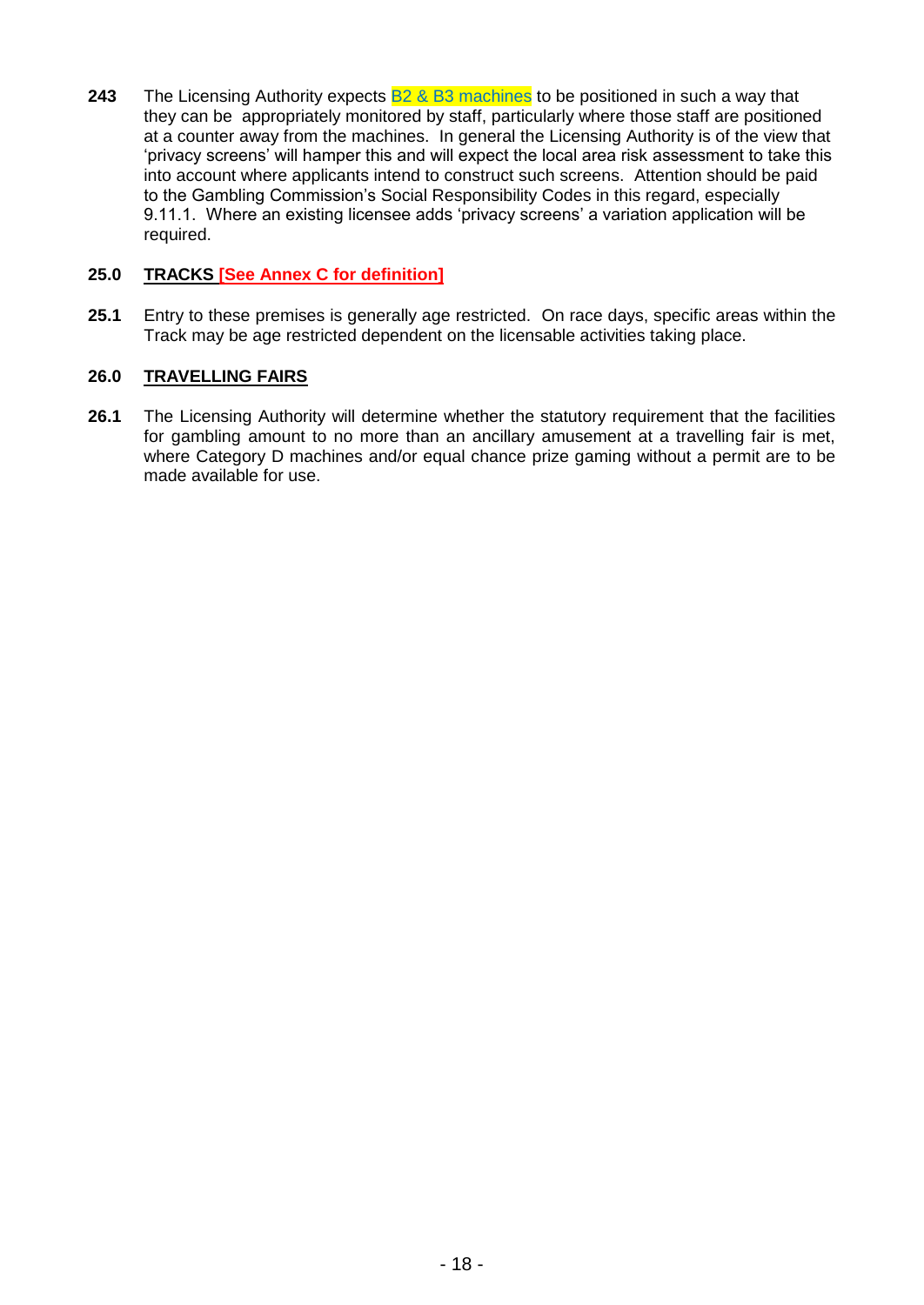**243** The Licensing Authority expects B2 & B3 machines to be positioned in such a way that they can be appropriately monitored by staff, particularly where those staff are positioned at a counter away from the machines. In general the Licensing Authority is of the view that 'privacy screens' will hamper this and will expect the local area risk assessment to take this into account where applicants intend to construct such screens. Attention should be paid to the Gambling Commission's Social Responsibility Codes in this regard, especially 9.11.1. Where an existing licensee adds 'privacy screens' a variation application will be required.

## 25.0 TRACKS [See Annex C for definition]

**25.1** Entry to these premises is generally age restricted. On race days, specific areas within the Track may be age restricted dependent on the licensable activities taking place.

## 26.0 TRAVELLING FAIRS

**26.1** The Licensing Authority will determine whether the statutory requirement that the facilities for gambling amount to no more than an ancillary amusement at a travelling fair is met, where Category D machines and/or equal chance prize gaming without a permit are to be made available for use.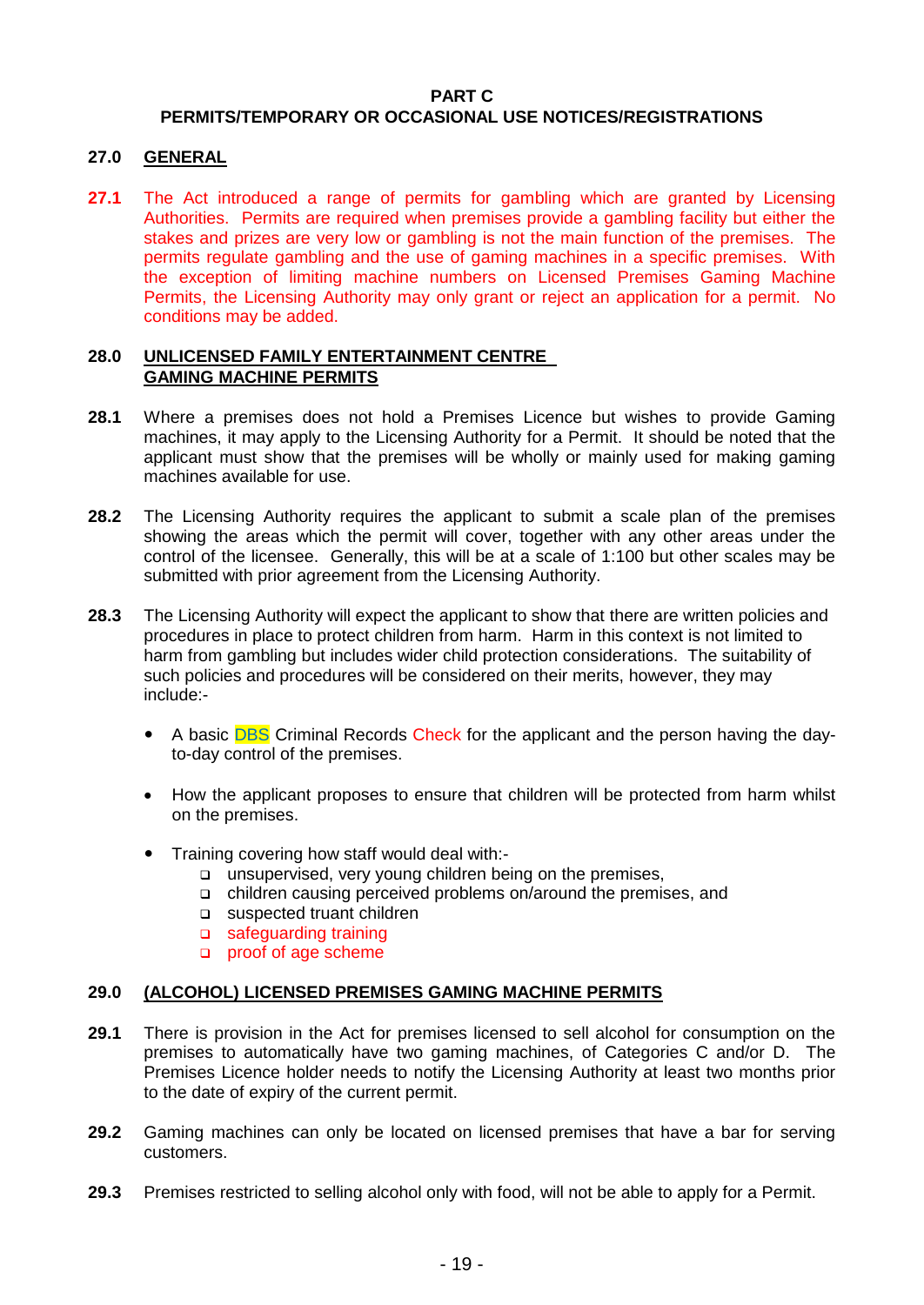## PART C
## PERMITS/TEMPORARY OR OCCASIONAL USE NOTICES/REGISTRATIONS

### 27.0 GENERAL

**27.1** The Act introduced a range of permits for gambling which are granted by Licensing Authorities. Permits are required when premises provide a gambling facility but either the stakes and prizes are very low or gambling is not the main function of the premises. The permits regulate gambling and the use of gaming machines in a specific premises. With the exception of limiting machine numbers on Licensed Premises Gaming Machine Permits, the Licensing Authority may only grant or reject an application for a permit. No conditions may be added.

### 28.0 UNLICENSED FAMILY ENTERTAINMENT CENTRE GAMING MACHINE PERMITS

**28.1** Where a premises does not hold a Premises Licence but wishes to provide Gaming machines, it may apply to the Licensing Authority for a Permit. It should be noted that the applicant must show that the premises will be wholly or mainly used for making gaming machines available for use.

**28.2** The Licensing Authority requires the applicant to submit a scale plan of the premises showing the areas which the permit will cover, together with any other areas under the control of the licensee. Generally, this will be at a scale of 1:100 but other scales may be submitted with prior agreement from the Licensing Authority.

**28.3** The Licensing Authority will expect the applicant to show that there are written policies and procedures in place to protect children from harm. Harm in this context is not limited to harm from gambling but includes wider child protection considerations. The suitability of such policies and procedures will be considered on their merits, however, they may include:-

- A basic DBS Criminal Records Check for the applicant and the person having the day-to-day control of the premises.
- How the applicant proposes to ensure that children will be protected from harm whilst on the premises.
- Training covering how staff would deal with:-
  - unsupervised, very young children being on the premises,
  - children causing perceived problems on/around the premises, and
  - suspected truant children
  - safeguarding training
  - proof of age scheme

### 29.0 (ALCOHOL) LICENSED PREMISES GAMING MACHINE PERMITS

**29.1** There is provision in the Act for premises licensed to sell alcohol for consumption on the premises to automatically have two gaming machines, of Categories C and/or D. The Premises Licence holder needs to notify the Licensing Authority at least two months prior to the date of expiry of the current permit.

**29.2** Gaming machines can only be located on licensed premises that have a bar for serving customers.

**29.3** Premises restricted to selling alcohol only with food, will not be able to apply for a Permit.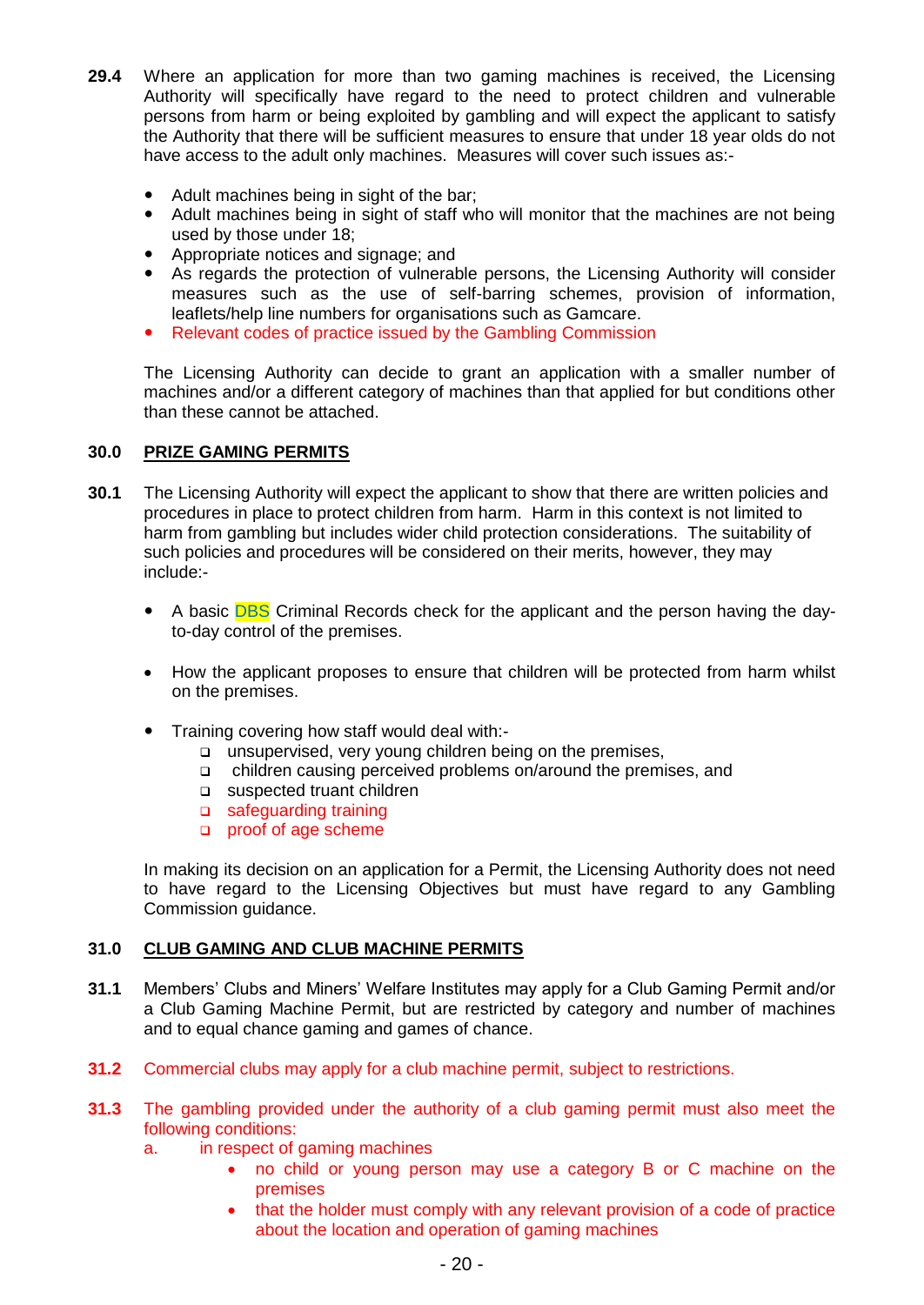**29.4** Where an application for more than two gaming machines is received, the Licensing Authority will specifically have regard to the need to protect children and vulnerable persons from harm or being exploited by gambling and will expect the applicant to satisfy the Authority that there will be sufficient measures to ensure that under 18 year olds do not have access to the adult only machines. Measures will cover such issues as:-

- Adult machines being in sight of the bar;
- Adult machines being in sight of staff who will monitor that the machines are not being used by those under 18;
- Appropriate notices and signage; and
- As regards the protection of vulnerable persons, the Licensing Authority will consider measures such as the use of self-barring schemes, provision of information, leaflets/help line numbers for organisations such as Gamcare.
- Relevant codes of practice issued by the Gambling Commission

The Licensing Authority can decide to grant an application with a smaller number of machines and/or a different category of machines than that applied for but conditions other than these cannot be attached.

## 30.0 PRIZE GAMING PERMITS

**30.1** The Licensing Authority will expect the applicant to show that there are written policies and procedures in place to protect children from harm. Harm in this context is not limited to harm from gambling but includes wider child protection considerations. The suitability of such policies and procedures will be considered on their merits, however, they may include:-

- A basic DBS Criminal Records check for the applicant and the person having the day-to-day control of the premises.
- How the applicant proposes to ensure that children will be protected from harm whilst on the premises.
- Training covering how staff would deal with:-
  - unsupervised, very young children being on the premises,
  - children causing perceived problems on/around the premises, and
  - suspected truant children
  - safeguarding training
  - proof of age scheme

In making its decision on an application for a Permit, the Licensing Authority does not need to have regard to the Licensing Objectives but must have regard to any Gambling Commission guidance.

## 31.0 CLUB GAMING AND CLUB MACHINE PERMITS

**31.1** Members' Clubs and Miners' Welfare Institutes may apply for a Club Gaming Permit and/or a Club Gaming Machine Permit, but are restricted by category and number of machines and to equal chance gaming and games of chance.

**31.2** Commercial clubs may apply for a club machine permit, subject to restrictions.

**31.3** The gambling provided under the authority of a club gaming permit must also meet the following conditions:

a. in respect of gaming machines
   - no child or young person may use a category B or C machine on the premises
   - that the holder must comply with any relevant provision of a code of practice about the location and operation of gaming machines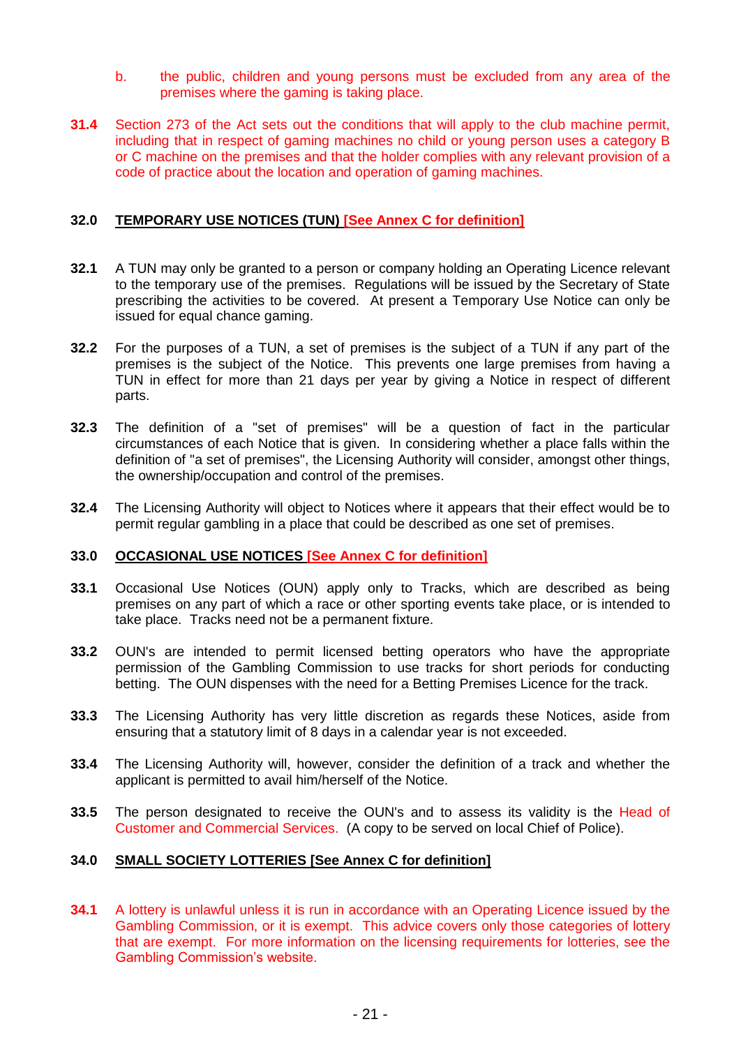b. the public, children and young persons must be excluded from any area of the premises where the gaming is taking place.

**31.4** Section 273 of the Act sets out the conditions that will apply to the club machine permit, including that in respect of gaming machines no child or young person uses a category B or C machine on the premises and that the holder complies with any relevant provision of a code of practice about the location and operation of gaming machines.

## 32.0 TEMPORARY USE NOTICES (TUN) [See Annex C for definition]

**32.1** A TUN may only be granted to a person or company holding an Operating Licence relevant to the temporary use of the premises. Regulations will be issued by the Secretary of State prescribing the activities to be covered. At present a Temporary Use Notice can only be issued for equal chance gaming.

**32.2** For the purposes of a TUN, a set of premises is the subject of a TUN if any part of the premises is the subject of the Notice. This prevents one large premises from having a TUN in effect for more than 21 days per year by giving a Notice in respect of different parts.

**32.3** The definition of a "set of premises" will be a question of fact in the particular circumstances of each Notice that is given. In considering whether a place falls within the definition of "a set of premises", the Licensing Authority will consider, amongst other things, the ownership/occupation and control of the premises.

**32.4** The Licensing Authority will object to Notices where it appears that their effect would be to permit regular gambling in a place that could be described as one set of premises.

## 33.0 OCCASIONAL USE NOTICES [See Annex C for definition]

**33.1** Occasional Use Notices (OUN) apply only to Tracks, which are described as being premises on any part of which a race or other sporting events take place, or is intended to take place. Tracks need not be a permanent fixture.

**33.2** OUN's are intended to permit licensed betting operators who have the appropriate permission of the Gambling Commission to use tracks for short periods for conducting betting. The OUN dispenses with the need for a Betting Premises Licence for the track.

**33.3** The Licensing Authority has very little discretion as regards these Notices, aside from ensuring that a statutory limit of 8 days in a calendar year is not exceeded.

**33.4** The Licensing Authority will, however, consider the definition of a track and whether the applicant is permitted to avail him/herself of the Notice.

**33.5** The person designated to receive the OUN's and to assess its validity is the Head of Customer and Commercial Services. (A copy to be served on local Chief of Police).

## 34.0 SMALL SOCIETY LOTTERIES [See Annex C for definition]

**34.1** A lottery is unlawful unless it is run in accordance with an Operating Licence issued by the Gambling Commission, or it is exempt. This advice covers only those categories of lottery that are exempt. For more information on the licensing requirements for lotteries, see the Gambling Commission's website.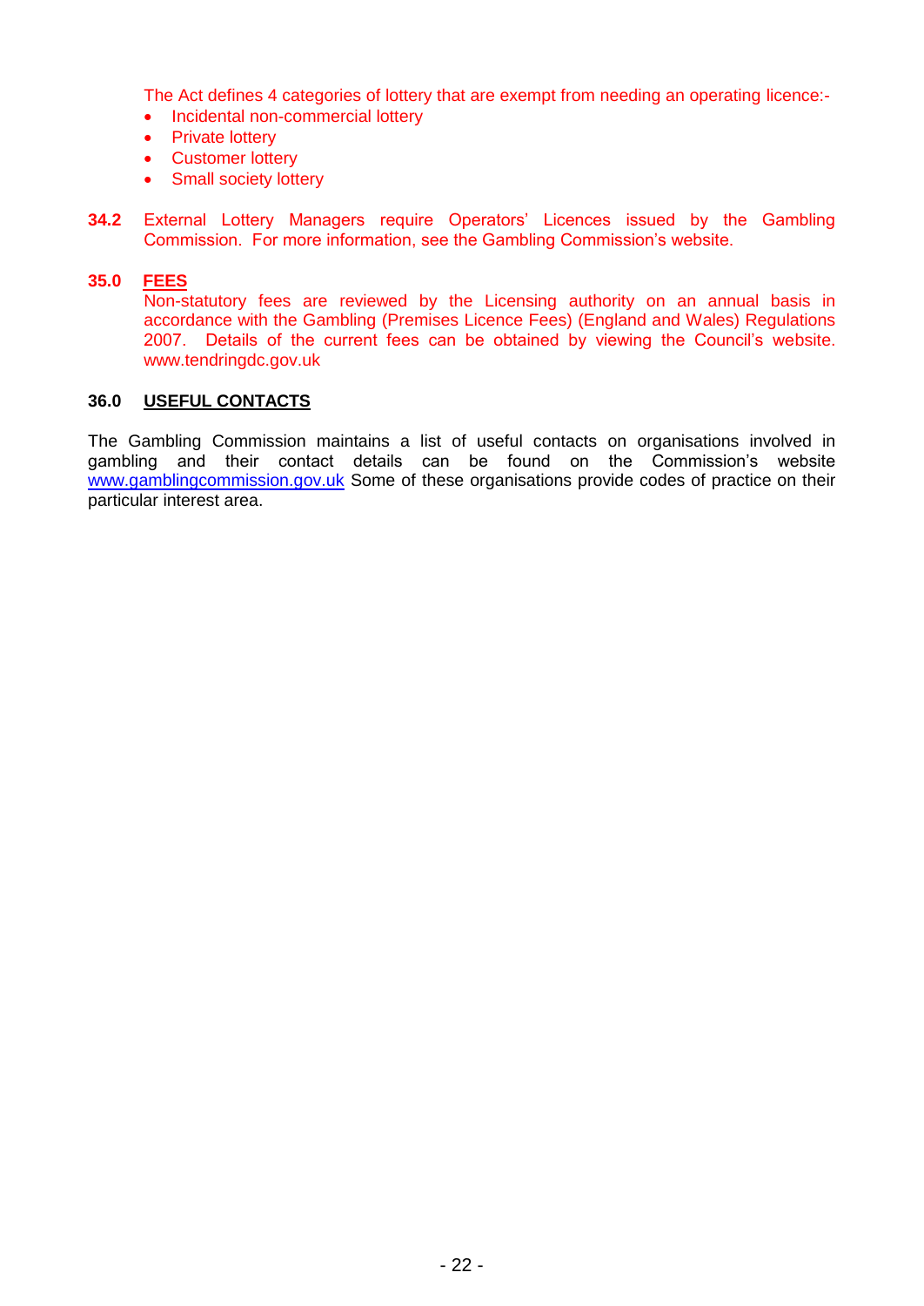The Act defines 4 categories of lottery that are exempt from needing an operating licence:-

- Incidental non-commercial lottery
- Private lottery
- Customer lottery
- Small society lottery

**34.2** External Lottery Managers require Operators' Licences issued by the Gambling Commission. For more information, see the Gambling Commission's website.

## **35.0 FEES**

Non-statutory fees are reviewed by the Licensing authority on an annual basis in accordance with the Gambling (Premises Licence Fees) (England and Wales) Regulations 2007. Details of the current fees can be obtained by viewing the Council's website. www.tendringdc.gov.uk

## **36.0 USEFUL CONTACTS**

The Gambling Commission maintains a list of useful contacts on organisations involved in gambling and their contact details can be found on the Commission's website www.gamblingcommission.gov.uk Some of these organisations provide codes of practice on their particular interest area.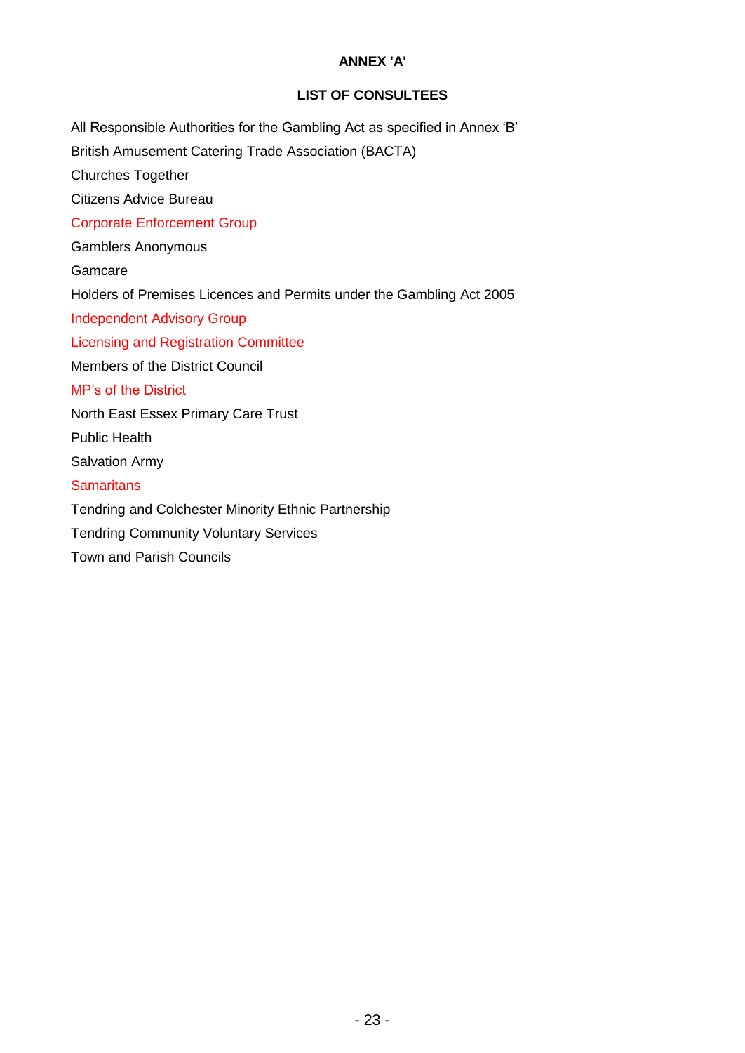**ANNEX 'A'**

**LIST OF CONSULTEES**

All Responsible Authorities for the Gambling Act as specified in Annex 'B'

British Amusement Catering Trade Association (BACTA)

Churches Together

Citizens Advice Bureau

Corporate Enforcement Group

Gamblers Anonymous

Gamcare

Holders of Premises Licences and Permits under the Gambling Act 2005

Independent Advisory Group

Licensing and Registration Committee

Members of the District Council

MP's of the District

North East Essex Primary Care Trust

Public Health

Salvation Army

Samaritans

Tendring and Colchester Minority Ethnic Partnership

Tendring Community Voluntary Services

Town and Parish Councils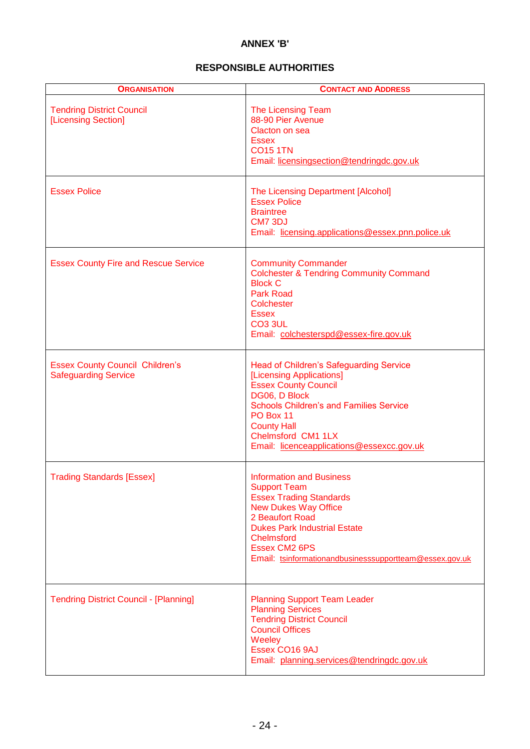# ANNEX 'B'

## RESPONSIBLE AUTHORITIES

| ORGANISATION | CONTACT AND ADDRESS |
|---|---|
| Tendring District Council<br>[Licensing Section] | The Licensing Team<br>88-90 Pier Avenue<br>Clacton on sea<br>Essex<br>CO15 1TN<br>Email: licensingsection@tendringdc.gov.uk |
| Essex Police | The Licensing Department [Alcohol]<br>Essex Police<br>Braintree<br>CM7 3DJ<br>Email: licensing.applications@essex.pnn.police.uk |
| Essex County Fire and Rescue Service | Community Commander<br>Colchester & Tendring Community Command<br>Block C<br>Park Road<br>Colchester<br>Essex<br>CO3 3UL<br>Email: colchesterspd@essex-fire.gov.uk |
| Essex County Council Children's Safeguarding Service | Head of Children's Safeguarding Service<br>[Licensing Applications]<br>Essex County Council<br>DG06, D Block<br>Schools Children's and Families Service<br>PO Box 11<br>County Hall<br>Chelmsford CM1 1LX<br>Email: licenceapplications@essexcc.gov.uk |
| Trading Standards [Essex] | Information and Business<br>Support Team<br>Essex Trading Standards<br>New Dukes Way Office<br>2 Beaufort Road<br>Dukes Park Industrial Estate<br>Chelmsford<br>Essex CM2 6PS<br>Email: tsinformationandbusinesssupportteam@essex.gov.uk |
| Tendring District Council - [Planning] | Planning Support Team Leader<br>Planning Services<br>Tendring District Council<br>Council Offices<br>Weeley<br>Essex CO16 9AJ<br>Email: planning.services@tendringdc.gov.uk |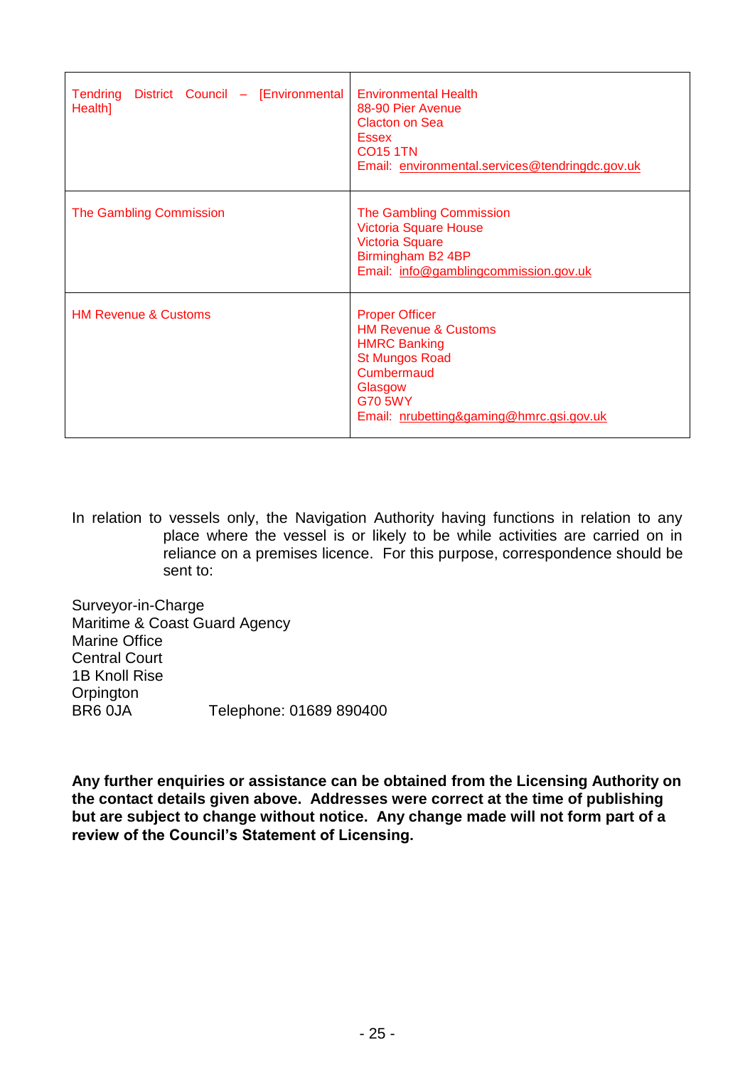| Tendring District Council – [Environmental Health] | Environmental Health<br>88-90 Pier Avenue<br>Clacton on Sea<br>Essex<br>CO15 1TN<br>Email: environmental.services@tendringdc.gov.uk |
|---|---|
| The Gambling Commission | The Gambling Commission<br>Victoria Square House<br>Victoria Square<br>Birmingham B2 4BP<br>Email: info@gamblingcommission.gov.uk |
| HM Revenue & Customs | Proper Officer<br>HM Revenue & Customs<br>HMRC Banking<br>St Mungos Road<br>Cumbermaud<br>Glasgow<br>G70 5WY<br>Email: nrubetting&gaming@hmrc.gsi.gov.uk |

In relation to vessels only, the Navigation Authority having functions in relation to any place where the vessel is or likely to be while activities are carried on in reliance on a premises licence. For this purpose, correspondence should be sent to:

Surveyor-in-Charge
Maritime & Coast Guard Agency
Marine Office
Central Court
1B Knoll Rise
Orpington
BR6 0JA Telephone: 01689 890400

**Any further enquiries or assistance can be obtained from the Licensing Authority on the contact details given above. Addresses were correct at the time of publishing but are subject to change without notice. Any change made will not form part of a review of the Council's Statement of Licensing.**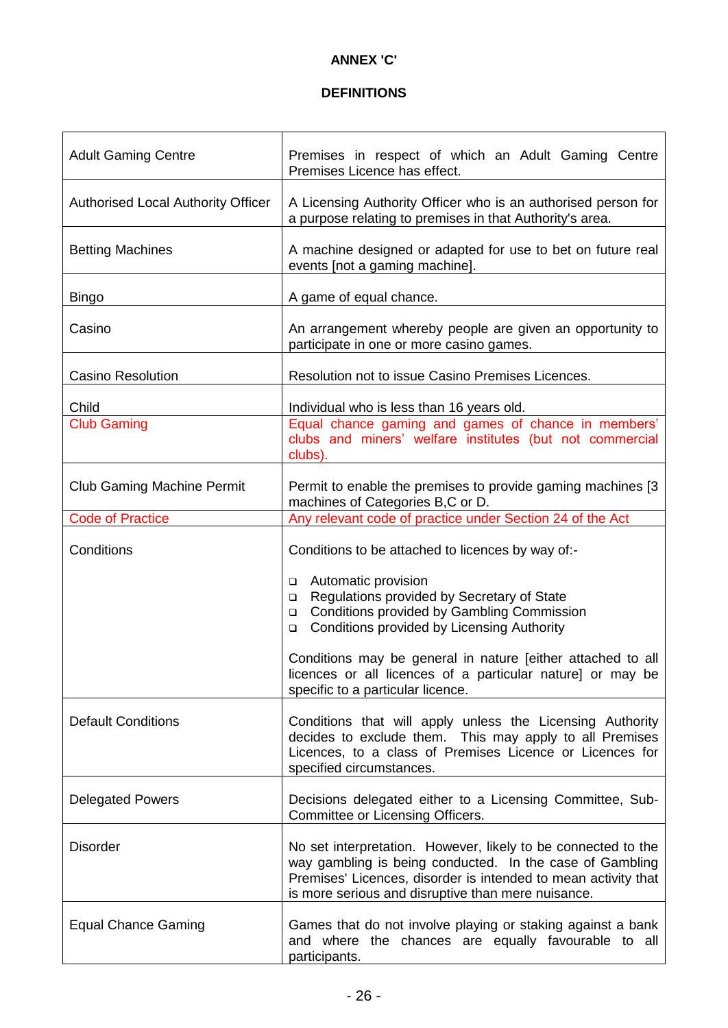# ANNEX 'C'

## DEFINITIONS

| Term | Definition |
|---|---|
| Adult Gaming Centre | Premises in respect of which an Adult Gaming Centre Premises Licence has effect. |
| Authorised Local Authority Officer | A Licensing Authority Officer who is an authorised person for a purpose relating to premises in that Authority's area. |
| Betting Machines | A machine designed or adapted for use to bet on future real events [not a gaming machine]. |
| Bingo | A game of equal chance. |
| Casino | An arrangement whereby people are given an opportunity to participate in one or more casino games. |
| Casino Resolution | Resolution not to issue Casino Premises Licences. |
| Child | Individual who is less than 16 years old. |
| Club Gaming | Equal chance gaming and games of chance in members' clubs and miners' welfare institutes (but not commercial clubs). |
| Club Gaming Machine Permit | Permit to enable the premises to provide gaming machines [3 machines of Categories B,C or D. |
| Code of Practice | Any relevant code of practice under Section 24 of the Act |
| Conditions | Conditions to be attached to licences by way of:-<br><br>- Automatic provision<br>- Regulations provided by Secretary of State<br>- Conditions provided by Gambling Commission<br>- Conditions provided by Licensing Authority<br><br>Conditions may be general in nature [either attached to all licences or all licences of a particular nature] or may be specific to a particular licence. |
| Default Conditions | Conditions that will apply unless the Licensing Authority decides to exclude them. This may apply to all Premises Licences, to a class of Premises Licence or Licences for specified circumstances. |
| Delegated Powers | Decisions delegated either to a Licensing Committee, Sub-Committee or Licensing Officers. |
| Disorder | No set interpretation. However, likely to be connected to the way gambling is being conducted. In the case of Gambling Premises' Licences, disorder is intended to mean activity that is more serious and disruptive than mere nuisance. |
| Equal Chance Gaming | Games that do not involve playing or staking against a bank and where the chances are equally favourable to all participants. |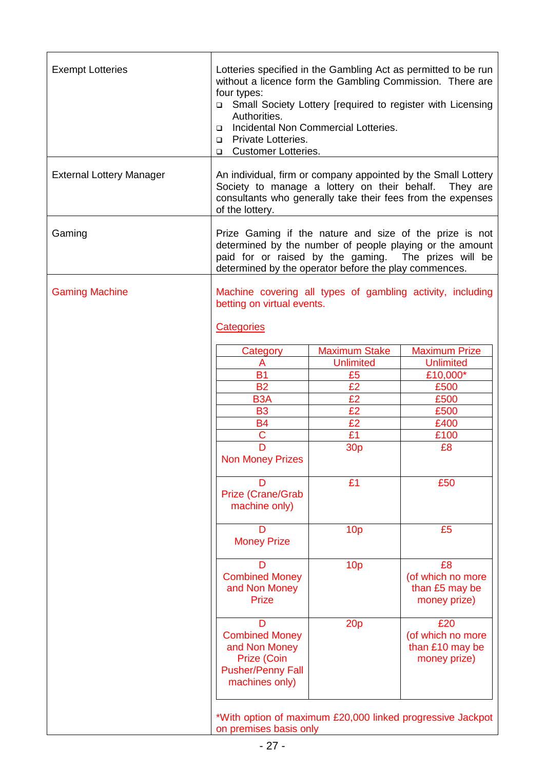| | |
|---|---|
| Exempt Lotteries | Lotteries specified in the Gambling Act as permitted to be run without a licence form the Gambling Commission. There are four types:<br>- Small Society Lottery [required to register with Licensing Authorities.<br>- Incidental Non Commercial Lotteries.<br>- Private Lotteries.<br>- Customer Lotteries. |
| External Lottery Manager | An individual, firm or company appointed by the Small Lottery Society to manage a lottery on their behalf. They are consultants who generally take their fees from the expenses of the lottery. |
| Gaming | Prize Gaming if the nature and size of the prize is not determined by the number of people playing or the amount paid for or raised by the gaming. The prizes will be determined by the operator before the play commences. |
| Gaming Machine | Machine covering all types of gambling activity, including betting on virtual events.<br><br>Categories<br><br>*With option of maximum £20,000 linked progressive Jackpot on premises basis only |

| Category | Maximum Stake | Maximum Prize |
|---|---|---|
| A | Unlimited | Unlimited |
| B1 | £5 | £10,000* |
| B2 | £2 | £500 |
| B3A | £2 | £500 |
| B3 | £2 | £500 |
| B4 | £2 | £400 |
| C | £1 | £100 |
| D Non Money Prizes | 30p | £8 |
| D Prize (Crane/Grab machine only) | £1 | £50 |
| D Money Prize | 10p | £5 |
| D Combined Money and Non Money Prize | 10p | £8 (of which no more than £5 may be money prize) |
| D Combined Money and Non Money Prize (Coin Pusher/Penny Fall machines only) | 20p | £20 (of which no more than £10 may be money prize) |

*With option of maximum £20,000 linked progressive Jackpot on premises basis only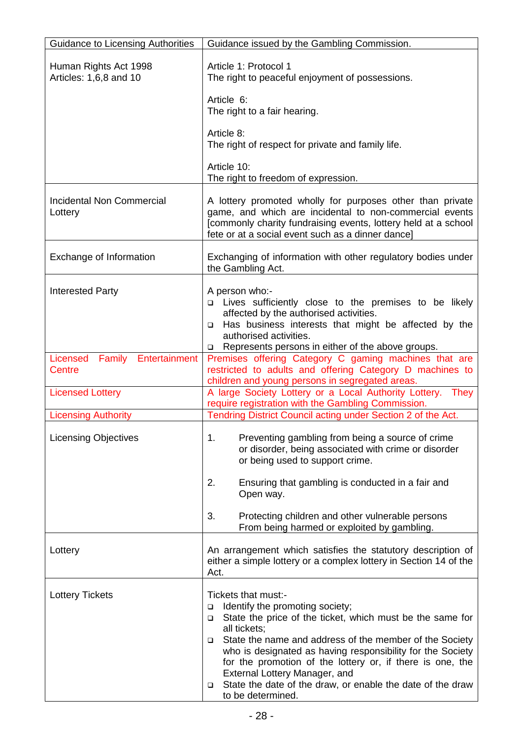| Guidance to Licensing Authorities | Guidance issued by the Gambling Commission. |
|---|---|
| Human Rights Act 1998<br>Articles: 1,6,8 and 10 | Article 1: Protocol 1<br>The right to peaceful enjoyment of possessions.<br><br>Article 6:<br>The right to a fair hearing.<br><br>Article 8:<br>The right of respect for private and family life.<br><br>Article 10:<br>The right to freedom of expression. |
| Incidental Non Commercial Lottery | A lottery promoted wholly for purposes other than private game, and which are incidental to non-commercial events [commonly charity fundraising events, lottery held at a school fete or at a social event such as a dinner dance] |
| Exchange of Information | Exchanging of information with other regulatory bodies under the Gambling Act. |
| Interested Party | A person who:-<br>❑ Lives sufficiently close to the premises to be likely affected by the authorised activities.<br>❑ Has business interests that might be affected by the authorised activities.<br>❑ Represents persons in either of the above groups. |
| Licensed Family Entertainment Centre | Premises offering Category C gaming machines that are restricted to adults and offering Category D machines to children and young persons in segregated areas. |
| Licensed Lottery | A large Society Lottery or a Local Authority Lottery. They require registration with the Gambling Commission. |
| Licensing Authority | Tendring District Council acting under Section 2 of the Act. |
| Licensing Objectives | 1. Preventing gambling from being a source of crime or disorder, being associated with crime or disorder or being used to support crime.<br><br>2. Ensuring that gambling is conducted in a fair and Open way.<br><br>3. Protecting children and other vulnerable persons From being harmed or exploited by gambling. |
| Lottery | An arrangement which satisfies the statutory description of either a simple lottery or a complex lottery in Section 14 of the Act. |
| Lottery Tickets | Tickets that must:-<br>❑ Identify the promoting society;<br>❑ State the price of the ticket, which must be the same for all tickets;<br>❑ State the name and address of the member of the Society who is designated as having responsibility for the Society for the promotion of the lottery or, if there is one, the External Lottery Manager, and<br>❑ State the date of the draw, or enable the date of the draw to be determined. |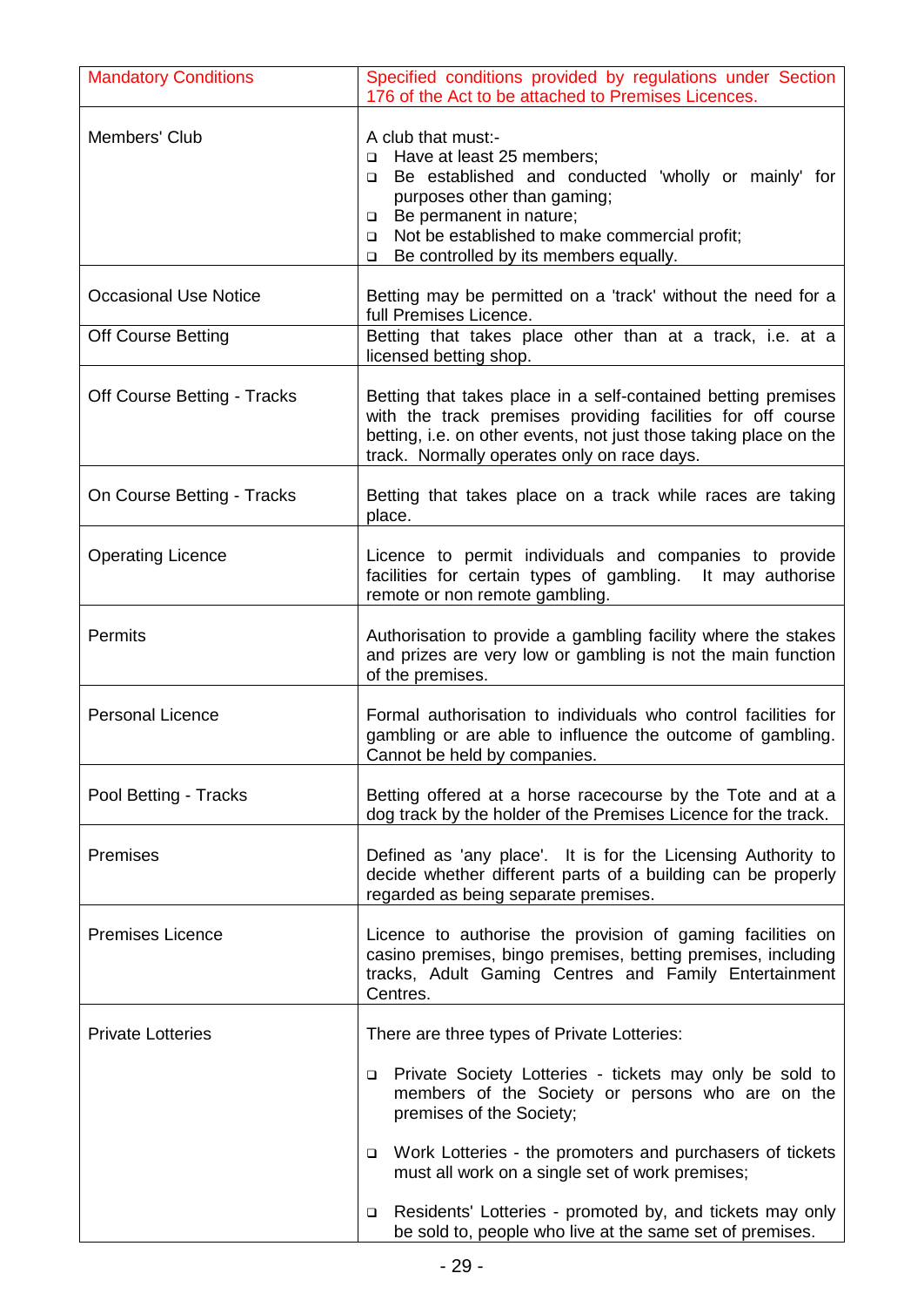| | |
|---|---|
| Mandatory Conditions | Specified conditions provided by regulations under Section 176 of the Act to be attached to Premises Licences. |
| Members' Club | A club that must:- <br>❑ Have at least 25 members; <br>❑ Be established and conducted 'wholly or mainly' for purposes other than gaming; <br>❑ Be permanent in nature; <br>❑ Not be established to make commercial profit; <br>❑ Be controlled by its members equally. |
| Occasional Use Notice | Betting may be permitted on a 'track' without the need for a full Premises Licence. |
| Off Course Betting | Betting that takes place other than at a track, i.e. at a licensed betting shop. |
| Off Course Betting - Tracks | Betting that takes place in a self-contained betting premises with the track premises providing facilities for off course betting, i.e. on other events, not just those taking place on the track. Normally operates only on race days. |
| On Course Betting - Tracks | Betting that takes place on a track while races are taking place. |
| Operating Licence | Licence to permit individuals and companies to provide facilities for certain types of gambling. It may authorise remote or non remote gambling. |
| Permits | Authorisation to provide a gambling facility where the stakes and prizes are very low or gambling is not the main function of the premises. |
| Personal Licence | Formal authorisation to individuals who control facilities for gambling or are able to influence the outcome of gambling. Cannot be held by companies. |
| Pool Betting - Tracks | Betting offered at a horse racecourse by the Tote and at a dog track by the holder of the Premises Licence for the track. |
| Premises | Defined as 'any place'. It is for the Licensing Authority to decide whether different parts of a building can be properly regarded as being separate premises. |
| Premises Licence | Licence to authorise the provision of gaming facilities on casino premises, bingo premises, betting premises, including tracks, Adult Gaming Centres and Family Entertainment Centres. |
| Private Lotteries | There are three types of Private Lotteries: <br>❑ Private Society Lotteries - tickets may only be sold to members of the Society or persons who are on the premises of the Society; <br>❑ Work Lotteries - the promoters and purchasers of tickets must all work on a single set of work premises; <br>❑ Residents' Lotteries - promoted by, and tickets may only be sold to, people who live at the same set of premises. |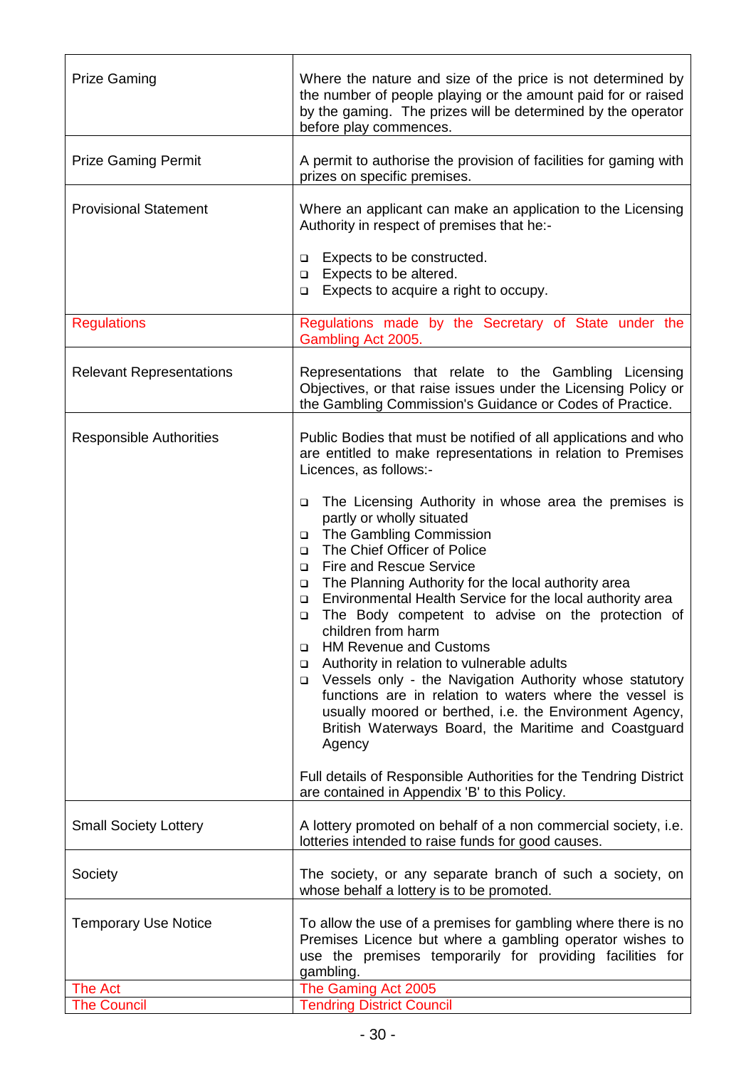| | |
|---|---|
| Prize Gaming | Where the nature and size of the price is not determined by the number of people playing or the amount paid for or raised by the gaming. The prizes will be determined by the operator before play commences. |
| Prize Gaming Permit | A permit to authorise the provision of facilities for gaming with prizes on specific premises. |
| Provisional Statement | Where an applicant can make an application to the Licensing Authority in respect of premises that he:-<br><br>- Expects to be constructed.<br>- Expects to be altered.<br>- Expects to acquire a right to occupy. |
| Regulations | Regulations made by the Secretary of State under the Gambling Act 2005. |
| Relevant Representations | Representations that relate to the Gambling Licensing Objectives, or that raise issues under the Licensing Policy or the Gambling Commission's Guidance or Codes of Practice. |
| Responsible Authorities | Public Bodies that must be notified of all applications and who are entitled to make representations in relation to Premises Licences, as follows:-<br><br>- The Licensing Authority in whose area the premises is partly or wholly situated<br>- The Gambling Commission<br>- The Chief Officer of Police<br>- Fire and Rescue Service<br>- The Planning Authority for the local authority area<br>- Environmental Health Service for the local authority area<br>- The Body competent to advise on the protection of children from harm<br>- HM Revenue and Customs<br>- Authority in relation to vulnerable adults<br>- Vessels only - the Navigation Authority whose statutory functions are in relation to waters where the vessel is usually moored or berthed, i.e. the Environment Agency, British Waterways Board, the Maritime and Coastguard Agency<br><br>Full details of Responsible Authorities for the Tendring District are contained in Appendix 'B' to this Policy. |
| Small Society Lottery | A lottery promoted on behalf of a non commercial society, i.e. lotteries intended to raise funds for good causes. |
| Society | The society, or any separate branch of such a society, on whose behalf a lottery is to be promoted. |
| Temporary Use Notice | To allow the use of a premises for gambling where there is no Premises Licence but where a gambling operator wishes to use the premises temporarily for providing facilities for gambling. |
| The Act | The Gaming Act 2005 |
| The Council | Tendring District Council |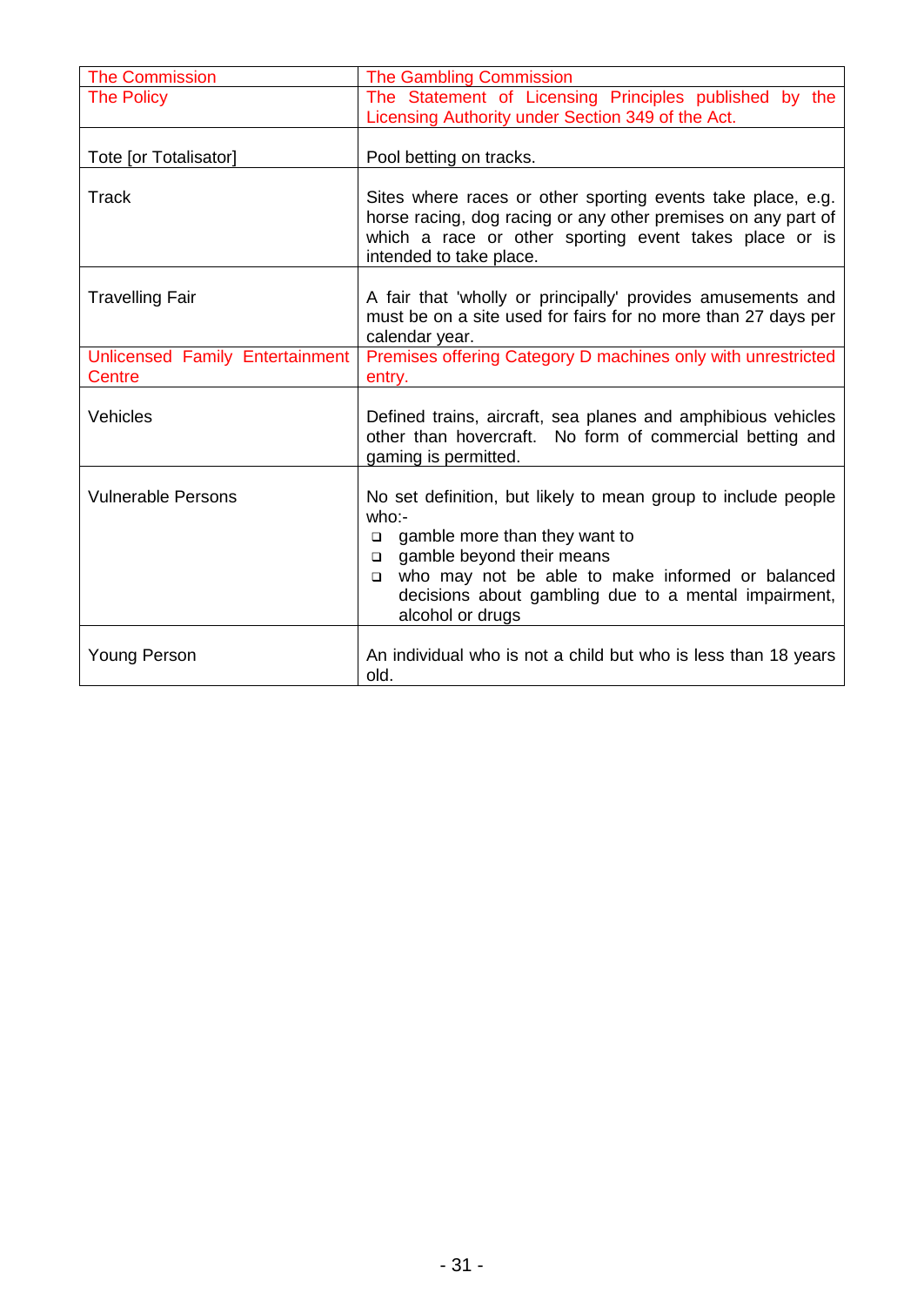| | |
|---|---|
| The Commission | The Gambling Commission |
| The Policy | The Statement of Licensing Principles published by the Licensing Authority under Section 349 of the Act. |
| Tote [or Totalisator] | Pool betting on tracks. |
| Track | Sites where races or other sporting events take place, e.g. horse racing, dog racing or any other premises on any part of which a race or other sporting event takes place or is intended to take place. |
| Travelling Fair | A fair that 'wholly or principally' provides amusements and must be on a site used for fairs for no more than 27 days per calendar year. |
| Unlicensed Family Entertainment Centre | Premises offering Category D machines only with unrestricted entry. |
| Vehicles | Defined trains, aircraft, sea planes and amphibious vehicles other than hovercraft. No form of commercial betting and gaming is permitted. |
| Vulnerable Persons | No set definition, but likely to mean group to include people who:-<br>❑ gamble more than they want to<br>❑ gamble beyond their means<br>❑ who may not be able to make informed or balanced decisions about gambling due to a mental impairment, alcohol or drugs |
| Young Person | An individual who is not a child but who is less than 18 years old. |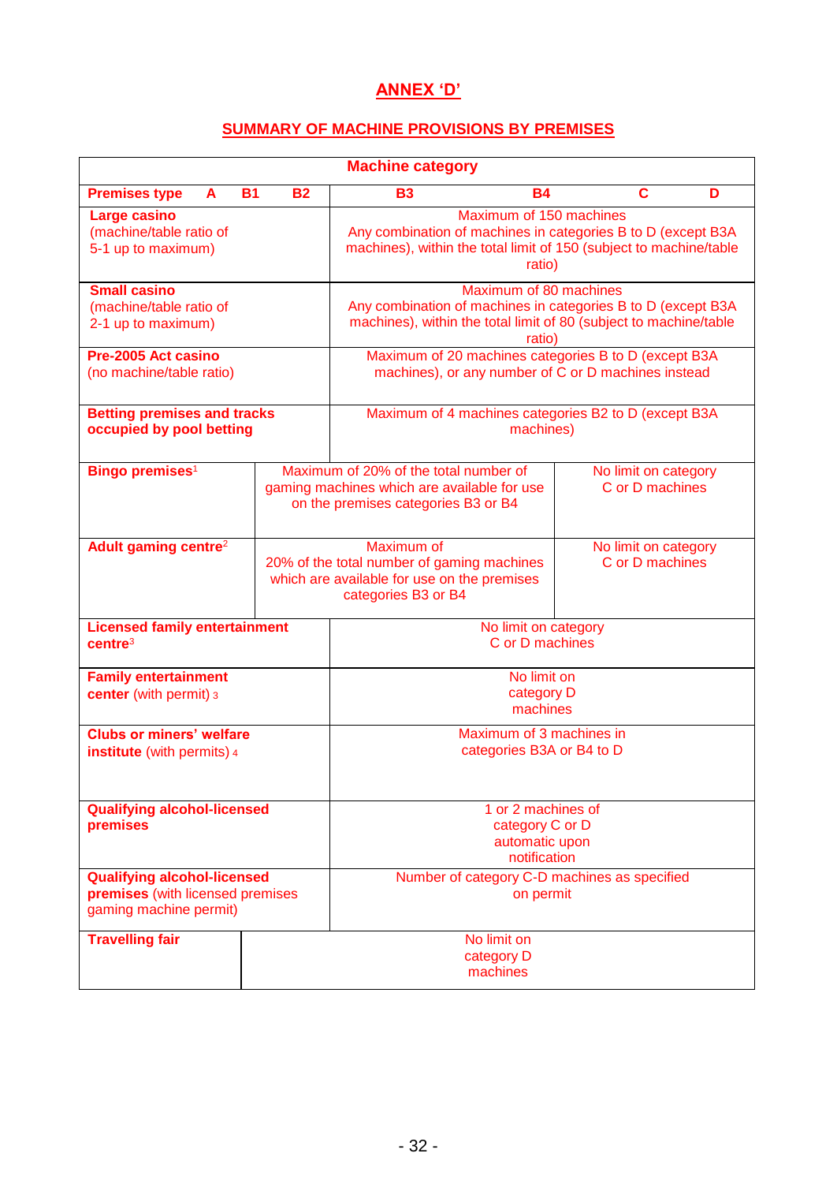# ANNEX 'D'

## SUMMARY OF MACHINE PROVISIONS BY PREMISES

| Premises type | A | B1 | B2 | B3 | B4 | C | D |
|---|---|---|---|---|---|---|---|
| | **Machine category** | | | | | | |
| **Large casino** (machine/table ratio of 5-1 up to maximum) | Maximum of 150 machines Any combination of machines in categories B to D (except B3A machines), within the total limit of 150 (subject to machine/table ratio) | | | | | | |
| **Small casino** (machine/table ratio of 2-1 up to maximum) | Maximum of 80 machines Any combination of machines in categories B to D (except B3A machines), within the total limit of 80 (subject to machine/table ratio) | | | | | | |
| **Pre-2005 Act casino** (no machine/table ratio) | Maximum of 20 machines categories B to D (except B3A machines), or any number of C or D machines instead | | | | | | |
| **Betting premises and tracks occupied by pool betting** | Maximum of 4 machines categories B2 to D (except B3A machines) | | | | | | |
| **Bingo premises**[1] | | Maximum of 20% of the total number of gaming machines which are available for use on the premises categories B3 or B4 | | | | No limit on category C or D machines | |
| **Adult gaming centre**[2] | | Maximum of 20% of the total number of gaming machines which are available for use on the premises categories B3 or B4 | | | | No limit on category C or D machines | |
| **Licensed family entertainment centre**[3] | No limit on category C or D machines | | | | | | |
| **Family entertainment center** (with permit) [3] | No limit on category D machines | | | | | | |
| **Clubs or miners' welfare institute** (with permits) [4] | Maximum of 3 machines in categories B3A or B4 to D | | | | | | |
| **Qualifying alcohol-licensed premises** | 1 or 2 machines of category C or D automatic upon notification | | | | | | |
| **Qualifying alcohol-licensed premises** (with licensed premises gaming machine permit) | Number of category C-D machines as specified on permit | | | | | | |
| **Travelling fair** | No limit on category D machines | | | | | | |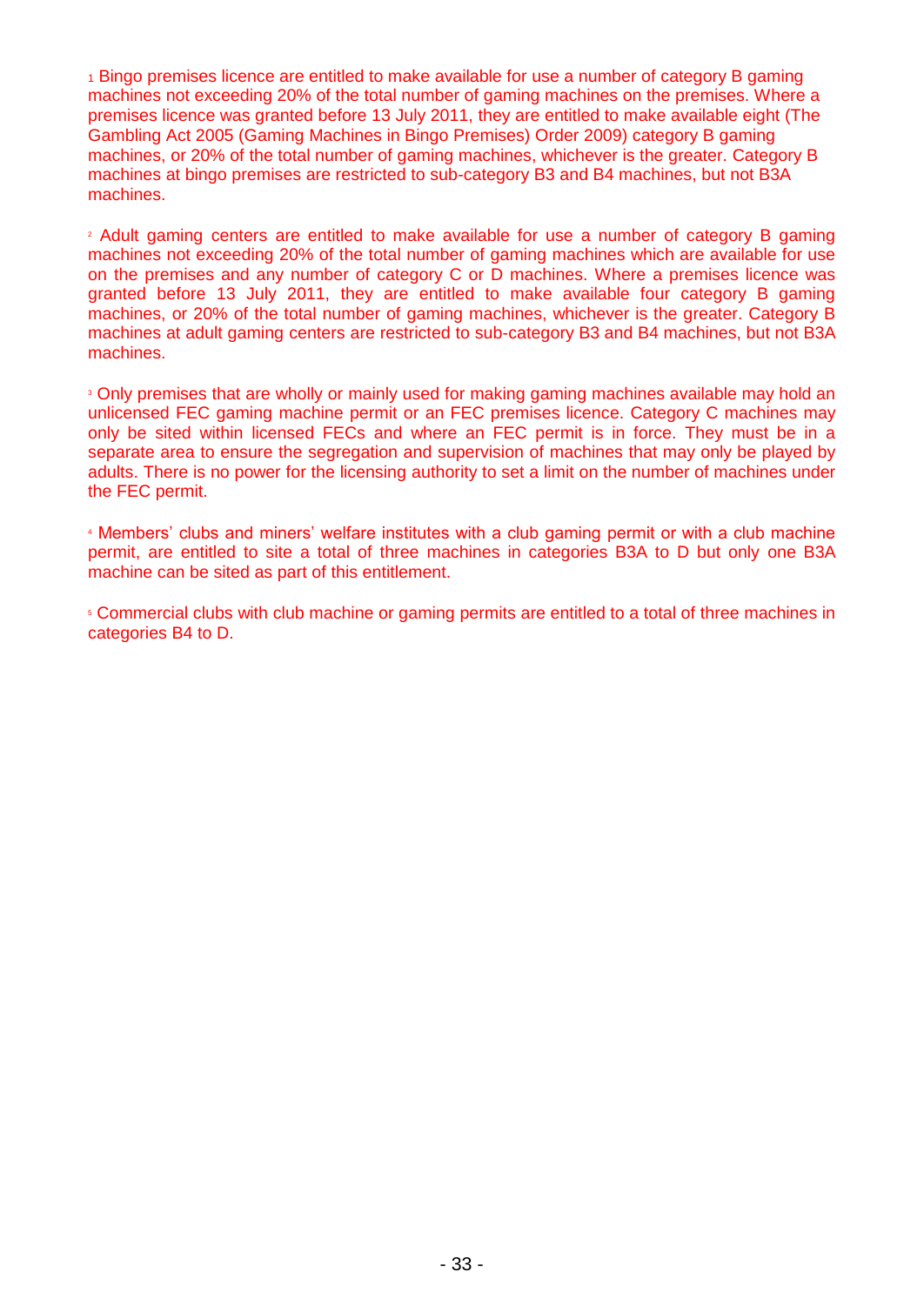[1] Bingo premises licence are entitled to make available for use a number of category B gaming machines not exceeding 20% of the total number of gaming machines on the premises. Where a premises licence was granted before 13 July 2011, they are entitled to make available eight (The Gambling Act 2005 (Gaming Machines in Bingo Premises) Order 2009) category B gaming machines, or 20% of the total number of gaming machines, whichever is the greater. Category B machines at bingo premises are restricted to sub-category B3 and B4 machines, but not B3A machines.

[2] Adult gaming centers are entitled to make available for use a number of category B gaming machines not exceeding 20% of the total number of gaming machines which are available for use on the premises and any number of category C or D machines. Where a premises licence was granted before 13 July 2011, they are entitled to make available four category B gaming machines, or 20% of the total number of gaming machines, whichever is the greater. Category B machines at adult gaming centers are restricted to sub-category B3 and B4 machines, but not B3A machines.

[3] Only premises that are wholly or mainly used for making gaming machines available may hold an unlicensed FEC gaming machine permit or an FEC premises licence. Category C machines may only be sited within licensed FECs and where an FEC permit is in force. They must be in a separate area to ensure the segregation and supervision of machines that may only be played by adults. There is no power for the licensing authority to set a limit on the number of machines under the FEC permit.

[4] Members' clubs and miners' welfare institutes with a club gaming permit or with a club machine permit, are entitled to site a total of three machines in categories B3A to D but only one B3A machine can be sited as part of this entitlement.

[5] Commercial clubs with club machine or gaming permits are entitled to a total of three machines in categories B4 to D.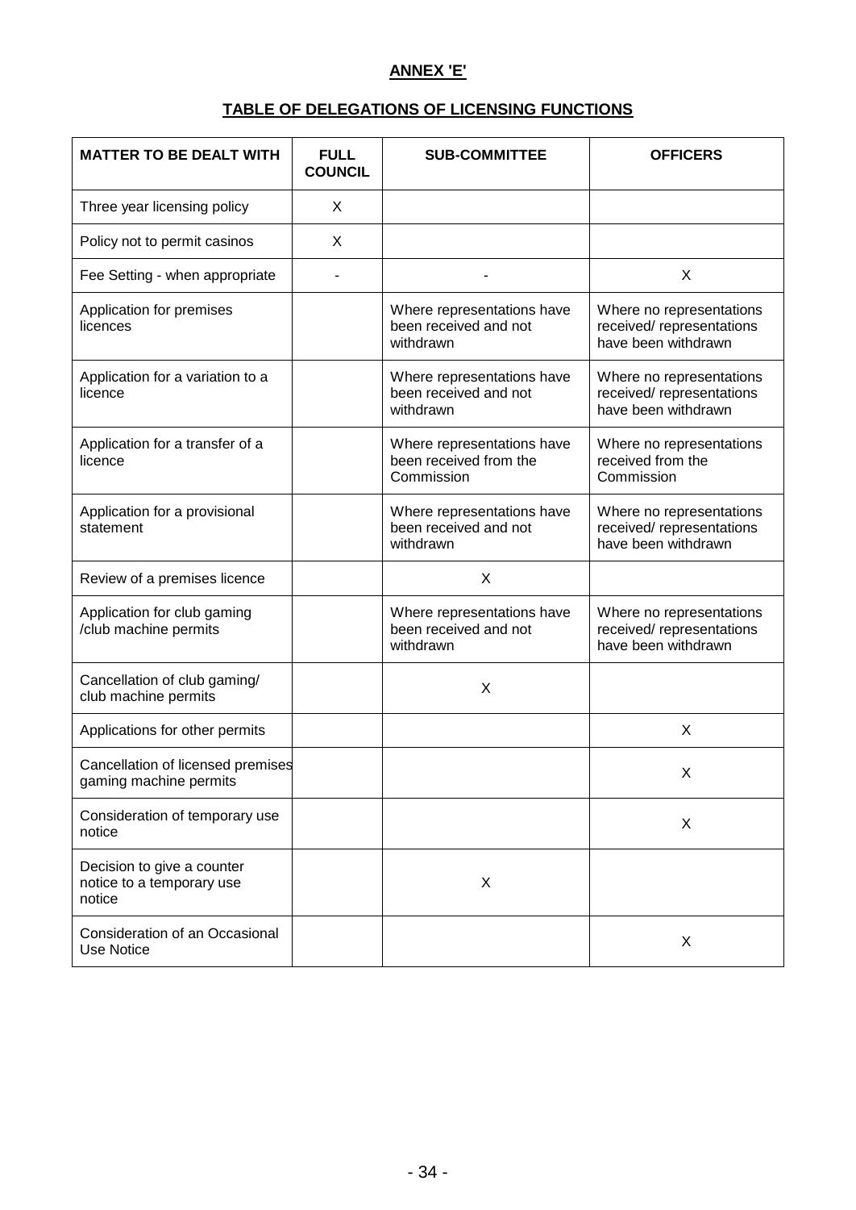**ANNEX 'E'**

**TABLE OF DELEGATIONS OF LICENSING FUNCTIONS**

| MATTER TO BE DEALT WITH | FULL COUNCIL | SUB-COMMITTEE | OFFICERS |
|---|---|---|---|
| Three year licensing policy | X | | |
| Policy not to permit casinos | X | | |
| Fee Setting - when appropriate | - | - | X |
| Application for premises licences | | Where representations have been received and not withdrawn | Where no representations received/ representations have been withdrawn |
| Application for a variation to a licence | | Where representations have been received and not withdrawn | Where no representations received/ representations have been withdrawn |
| Application for a transfer of a licence | | Where representations have been received from the Commission | Where no representations received from the Commission |
| Application for a provisional statement | | Where representations have been received and not withdrawn | Where no representations received/ representations have been withdrawn |
| Review of a premises licence | | X | |
| Application for club gaming /club machine permits | | Where representations have been received and not withdrawn | Where no representations received/ representations have been withdrawn |
| Cancellation of club gaming/ club machine permits | | X | |
| Applications for other permits | | | X |
| Cancellation of licensed premises gaming machine permits | | | X |
| Consideration of temporary use notice | | | X |
| Decision to give a counter notice to a temporary use notice | | X | |
| Consideration of an Occasional Use Notice | | | X |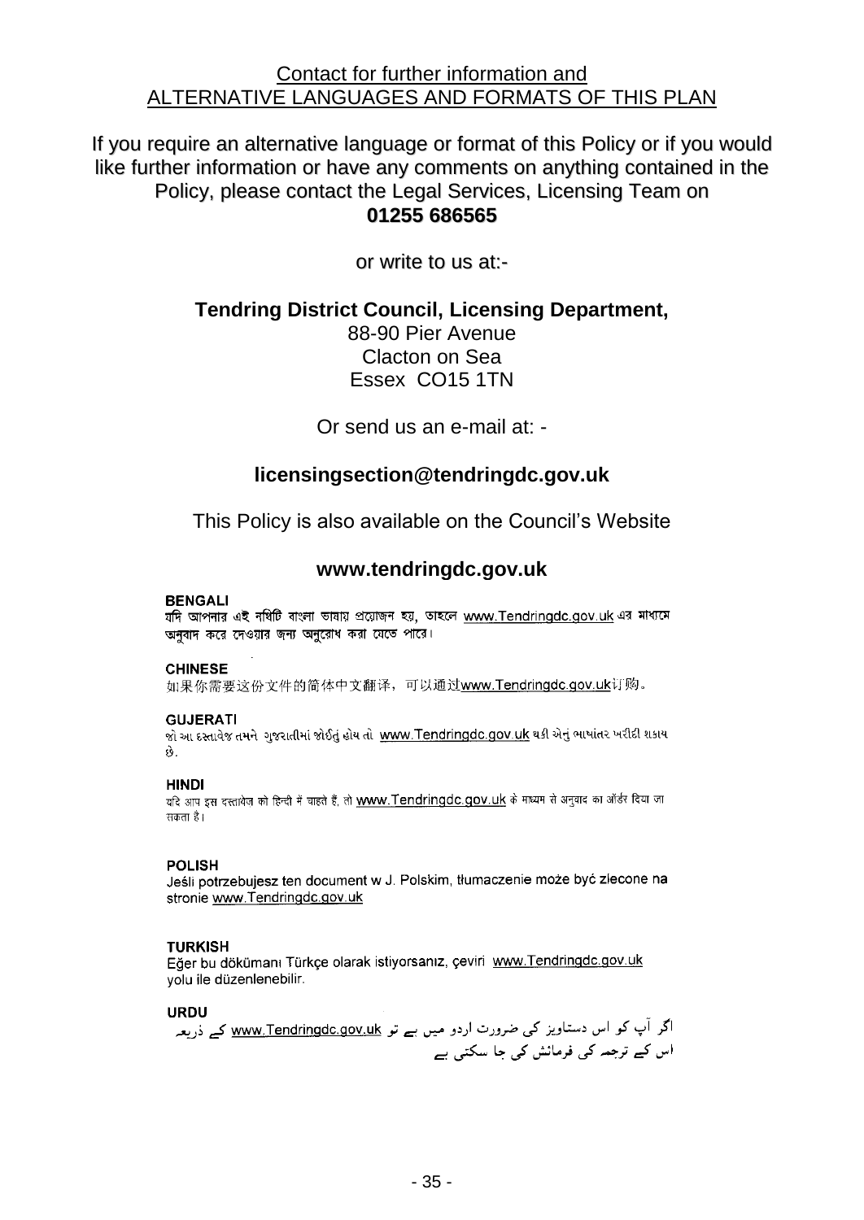Contact for further information and
ALTERNATIVE LANGUAGES AND FORMATS OF THIS PLAN

If you require an alternative language or format of this Policy or if you would like further information or have any comments on anything contained in the Policy, please contact the Legal Services, Licensing Team on
**01255 686565**

or write to us at:-

**Tendring District Council, Licensing Department,**
88-90 Pier Avenue
Clacton on Sea
Essex CO15 1TN

Or send us an e-mail at: -

**licensingsection@tendringdc.gov.uk**

This Policy is also available on the Council's Website

**www.tendringdc.gov.uk**

**BENGALI**
যদি আপনার এই নথিটি বাংলা ভাষায় প্রয়োজন হয়, তাহলে www.Tendringdc.gov.uk এর মাধ্যমে অনুবাদ করে দেওয়ার জন্য অনুরোধ করা যেতে পারে।

**CHINESE**
如果你需要这份文件的简体中文翻译，可以通过www.Tendringdc.gov.uk订购。

**GUJERATI**
જો આ દસ્તાવેજ તમને ગુજરાતીમાં જોઈતું હોય તો www.Tendringdc.gov.uk થકી એનું ભાષાંતર ખરીદી શકાય છે.

**HINDI**
यदि आप इस दस्तावेज़ को हिन्दी में चाहते हैं, तो www.Tendringdc.gov.uk के माध्यम से अनुवाद का ऑर्डर दिया जा सकता है।

**POLISH**
Jeśli potrzebujesz ten document w J. Polskim, tłumaczenie może być zlecone na stronie www.Tendringdc.gov.uk

**TURKISH**
Eğer bu dökümanı Türkçe olarak istiyorsanız, çeviri www.Tendringdc.gov.uk yolu ile düzenlenebilir.

**URDU**
اگر آپ کو اس دستاویز کی ضرورت اردو میں ہے تو www.Tendringdc.gov.uk کے ذریعہ اس کے ترجمہ کی فرمائش کی جا سکتی ہے